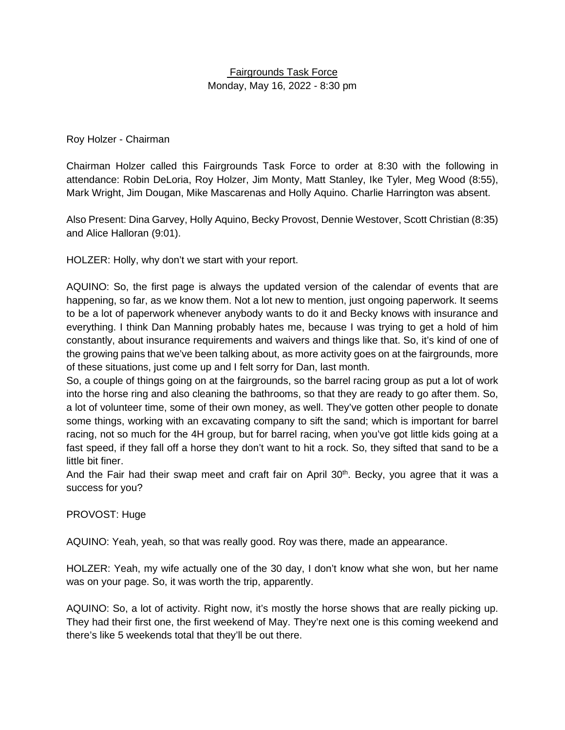<u>Fairgrounds Task Force</u>

Monday, May 16, 2022 - 8:30 pm

Roy Holzer - Chairman

Chairman Holzer called this Fairgrounds Task Force to order at 8:30 with the following in attendance: Robin DeLoria, Roy Holzer, Jim Monty, Matt Stanley, Ike Tyler, Meg Wood (8:55), Mark Wright, Jim Dougan, Mike Mascarenas and Holly Aquino. Charlie Harrington was absent.

Also Present: Dina Garvey, Holly Aquino, Becky Provost, Dennie Westover, Scott Christian (8:35) and Alice Halloran (9:01).

HOLZER: Holly, why don't we start with your report.

AQUINO: So, the first page is always the updated version of the calendar of events that are happening, so far, as we know them. Not a lot new to mention, just ongoing paperwork. It seems to be a lot of paperwork whenever anybody wants to do it and Becky knows with insurance and everything. I think Dan Manning probably hates me, because I was trying to get a hold of him constantly, about insurance requirements and waivers and things like that. So, it's kind of one of the growing pains that we've been talking about, as more activity goes on at the fairgrounds, more of these situations, just come up and I felt sorry for Dan, last month.

So, a couple of things going on at the fairgrounds, so the barrel racing group as put a lot of work into the horse ring and also cleaning the bathrooms, so that they are ready to go after them. So, a lot of volunteer time, some of their own money, as well. They've gotten other people to donate some things, working with an excavating company to sift the sand; which is important for barrel racing, not so much for the 4H group, but for barrel racing, when you've got little kids going at a fast speed, if they fall off a horse they don't want to hit a rock. So, they sifted that sand to be a little bit finer.

And the Fair had their swap meet and craft fair on April 30th. Becky, you agree that it was a success for you?

PROVOST: Huge

AQUINO: Yeah, yeah, so that was really good. Roy was there, made an appearance.

HOLZER: Yeah, my wife actually one of the 30 day, I don't know what she won, but her name was on your page. So, it was worth the trip, apparently.

AQUINO: So, a lot of activity. Right now, it's mostly the horse shows that are really picking up. They had their first one, the first weekend of May. They're next one is this coming weekend and there's like 5 weekends total that they'll be out there.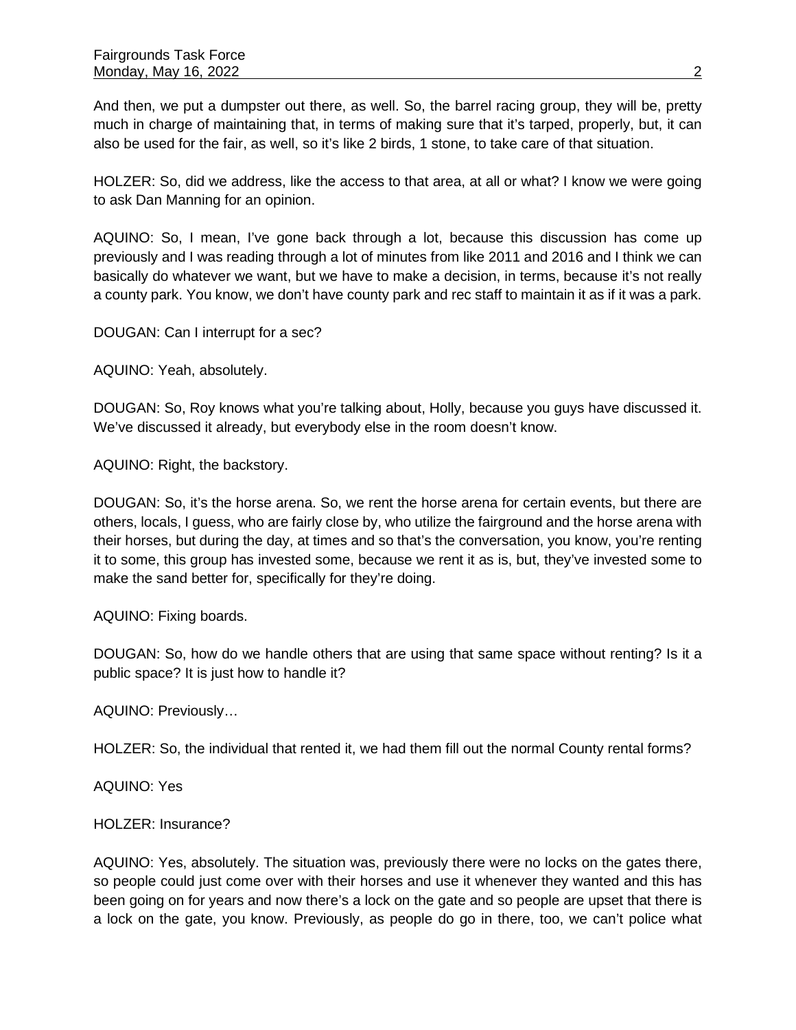And then, we put a dumpster out there, as well. So, the barrel racing group, they will be, pretty much in charge of maintaining that, in terms of making sure that it's tarped, properly, but, it can also be used for the fair, as well, so it's like 2 birds, 1 stone, to take care of that situation.

HOLZER: So, did we address, like the access to that area, at all or what? I know we were going to ask Dan Manning for an opinion.

AQUINO: So, I mean, I've gone back through a lot, because this discussion has come up previously and I was reading through a lot of minutes from like 2011 and 2016 and I think we can basically do whatever we want, but we have to make a decision, in terms, because it's not really a county park. You know, we don't have county park and rec staff to maintain it as if it was a park.

DOUGAN: Can I interrupt for a sec?

AQUINO: Yeah, absolutely.

DOUGAN: So, Roy knows what you're talking about, Holly, because you guys have discussed it. We've discussed it already, but everybody else in the room doesn't know.

AQUINO: Right, the backstory.

DOUGAN: So, it's the horse arena. So, we rent the horse arena for certain events, but there are others, locals, I guess, who are fairly close by, who utilize the fairground and the horse arena with their horses, but during the day, at times and so that's the conversation, you know, you're renting it to some, this group has invested some, because we rent it as is, but, they've invested some to make the sand better for, specifically for they're doing.

AQUINO: Fixing boards.

DOUGAN: So, how do we handle others that are using that same space without renting? Is it a public space? It is just how to handle it?

AQUINO: Previously…

HOLZER: So, the individual that rented it, we had them fill out the normal County rental forms?

AQUINO: Yes

HOLZER: Insurance?

AQUINO: Yes, absolutely. The situation was, previously there were no locks on the gates there, so people could just come over with their horses and use it whenever they wanted and this has been going on for years and now there's a lock on the gate and so people are upset that there is a lock on the gate, you know. Previously, as people do go in there, too, we can't police what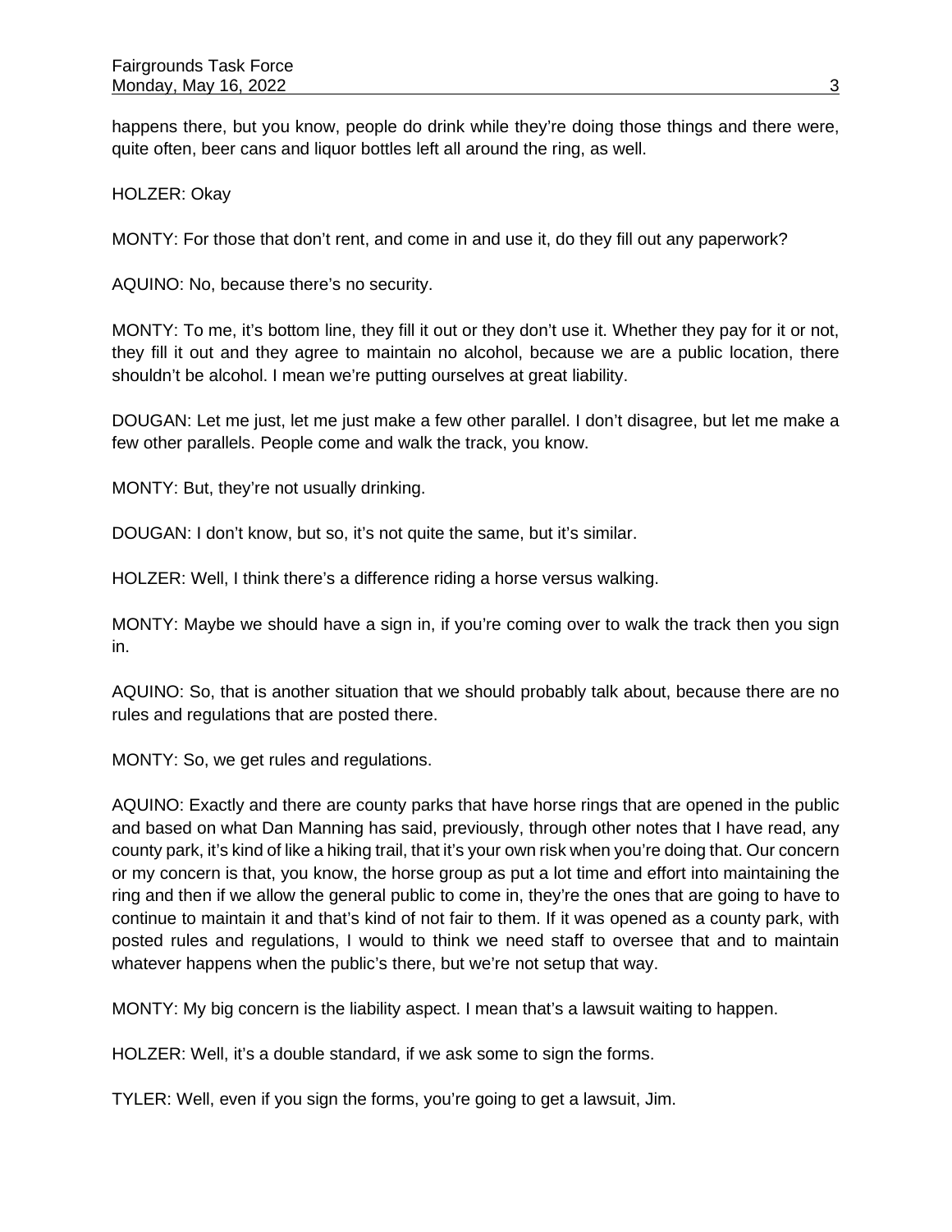happens there, but you know, people do drink while they're doing those things and there were, quite often, beer cans and liquor bottles left all around the ring, as well.

HOLZER: Okay

MONTY: For those that don't rent, and come in and use it, do they fill out any paperwork?

AQUINO: No, because there's no security.

MONTY: To me, it's bottom line, they fill it out or they don't use it. Whether they pay for it or not, they fill it out and they agree to maintain no alcohol, because we are a public location, there shouldn't be alcohol. I mean we're putting ourselves at great liability.

DOUGAN: Let me just, let me just make a few other parallel. I don't disagree, but let me make a few other parallels. People come and walk the track, you know.

MONTY: But, they're not usually drinking.

DOUGAN: I don't know, but so, it's not quite the same, but it's similar.

HOLZER: Well, I think there's a difference riding a horse versus walking.

MONTY: Maybe we should have a sign in, if you're coming over to walk the track then you sign in.

AQUINO: So, that is another situation that we should probably talk about, because there are no rules and regulations that are posted there.

MONTY: So, we get rules and regulations.

AQUINO: Exactly and there are county parks that have horse rings that are opened in the public and based on what Dan Manning has said, previously, through other notes that I have read, any county park, it's kind of like a hiking trail, that it's your own risk when you're doing that. Our concern or my concern is that, you know, the horse group as put a lot time and effort into maintaining the ring and then if we allow the general public to come in, they're the ones that are going to have to continue to maintain it and that's kind of not fair to them. If it was opened as a county park, with posted rules and regulations, I would to think we need staff to oversee that and to maintain whatever happens when the public's there, but we're not setup that way.

MONTY: My big concern is the liability aspect. I mean that's a lawsuit waiting to happen.

HOLZER: Well, it's a double standard, if we ask some to sign the forms.

TYLER: Well, even if you sign the forms, you're going to get a lawsuit, Jim.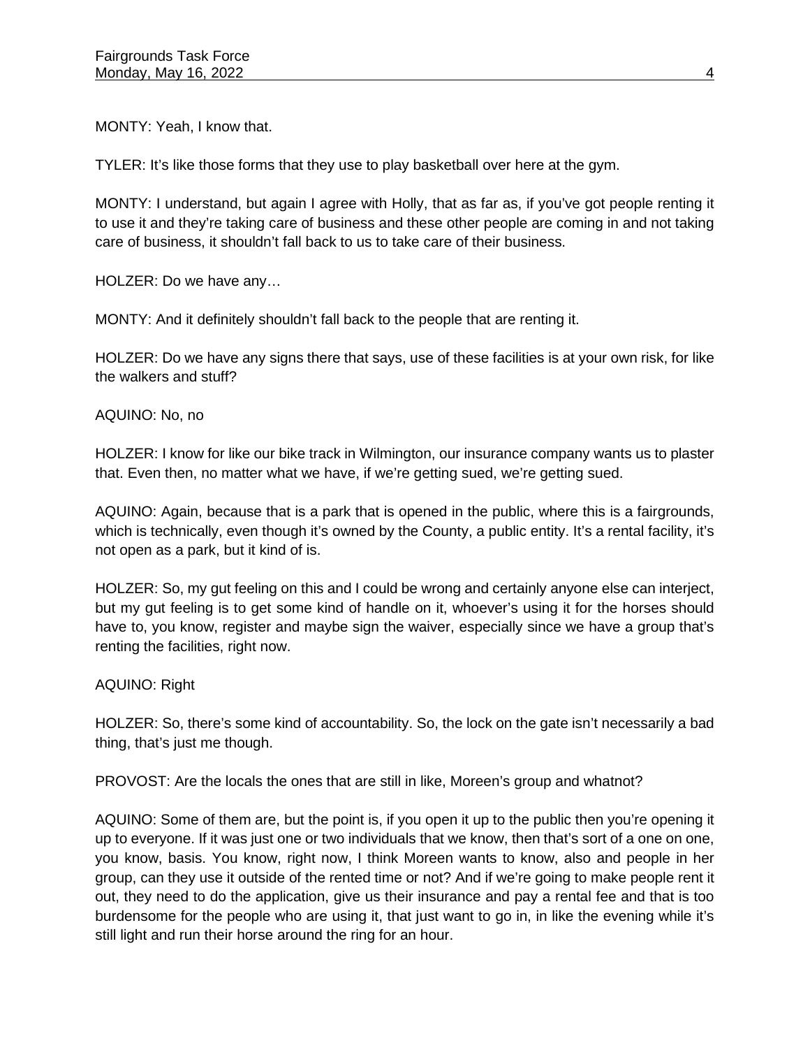MONTY: Yeah, I know that.

TYLER: It's like those forms that they use to play basketball over here at the gym.

MONTY: I understand, but again I agree with Holly, that as far as, if you've got people renting it to use it and they're taking care of business and these other people are coming in and not taking care of business, it shouldn't fall back to us to take care of their business.

HOLZER: Do we have any…

MONTY: And it definitely shouldn't fall back to the people that are renting it.

HOLZER: Do we have any signs there that says, use of these facilities is at your own risk, for like the walkers and stuff?

AQUINO: No, no

HOLZER: I know for like our bike track in Wilmington, our insurance company wants us to plaster that. Even then, no matter what we have, if we're getting sued, we're getting sued.

AQUINO: Again, because that is a park that is opened in the public, where this is a fairgrounds, which is technically, even though it's owned by the County, a public entity. It's a rental facility, it's not open as a park, but it kind of is.

HOLZER: So, my gut feeling on this and I could be wrong and certainly anyone else can interject, but my gut feeling is to get some kind of handle on it, whoever's using it for the horses should have to, you know, register and maybe sign the waiver, especially since we have a group that's renting the facilities, right now.

AQUINO: Right

HOLZER: So, there's some kind of accountability. So, the lock on the gate isn't necessarily a bad thing, that's just me though.

PROVOST: Are the locals the ones that are still in like, Moreen's group and whatnot?

AQUINO: Some of them are, but the point is, if you open it up to the public then you're opening it up to everyone. If it was just one or two individuals that we know, then that's sort of a one on one, you know, basis. You know, right now, I think Moreen wants to know, also and people in her group, can they use it outside of the rented time or not? And if we're going to make people rent it out, they need to do the application, give us their insurance and pay a rental fee and that is too burdensome for the people who are using it, that just want to go in, in like the evening while it's still light and run their horse around the ring for an hour.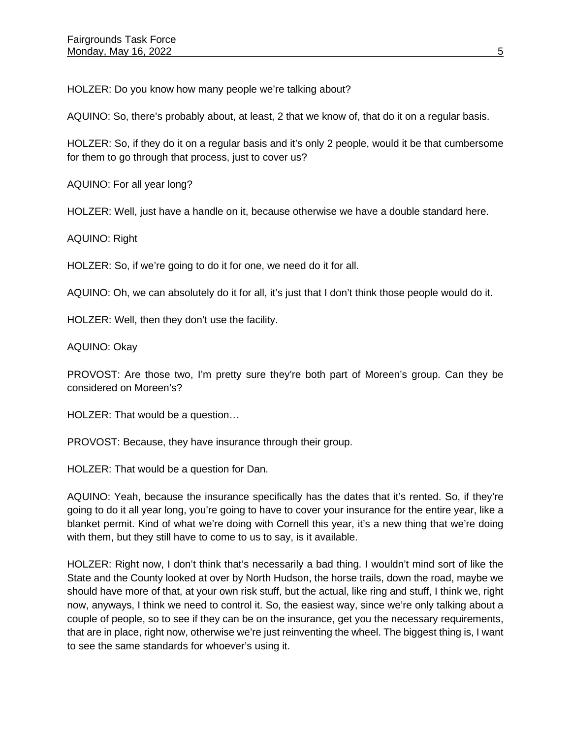HOLZER: Do you know how many people we’re talking about?

AQUINO: So, there’s probably about, at least, 2 that we know of, that do it on a regular basis.

HOLZER: So, if they do it on a regular basis and it’s only 2 people, would it be that cumbersome for them to go through that process, just to cover us?

AQUINO: For all year long?

HOLZER: Well, just have a handle on it, because otherwise we have a double standard here.

AQUINO: Right

HOLZER: So, if we’re going to do it for one, we need do it for all.

AQUINO: Oh, we can absolutely do it for all, it’s just that I don’t think those people would do it.

HOLZER: Well, then they don’t use the facility.

AQUINO: Okay

PROVOST: Are those two, I’m pretty sure they’re both part of Moreen’s group. Can they be considered on Moreen’s?

HOLZER: That would be a question…

PROVOST: Because, they have insurance through their group.

HOLZER: That would be a question for Dan.

AQUINO: Yeah, because the insurance specifically has the dates that it’s rented. So, if they’re going to do it all year long, you’re going to have to cover your insurance for the entire year, like a blanket permit. Kind of what we’re doing with Cornell this year, it’s a new thing that we’re doing with them, but they still have to come to us to say, is it available.

HOLZER: Right now, I don’t think that’s necessarily a bad thing. I wouldn’t mind sort of like the State and the County looked at over by North Hudson, the horse trails, down the road, maybe we should have more of that, at your own risk stuff, but the actual, like ring and stuff, I think we, right now, anyways, I think we need to control it. So, the easiest way, since we’re only talking about a couple of people, so to see if they can be on the insurance, get you the necessary requirements, that are in place, right now, otherwise we’re just reinventing the wheel. The biggest thing is, I want to see the same standards for whoever’s using it.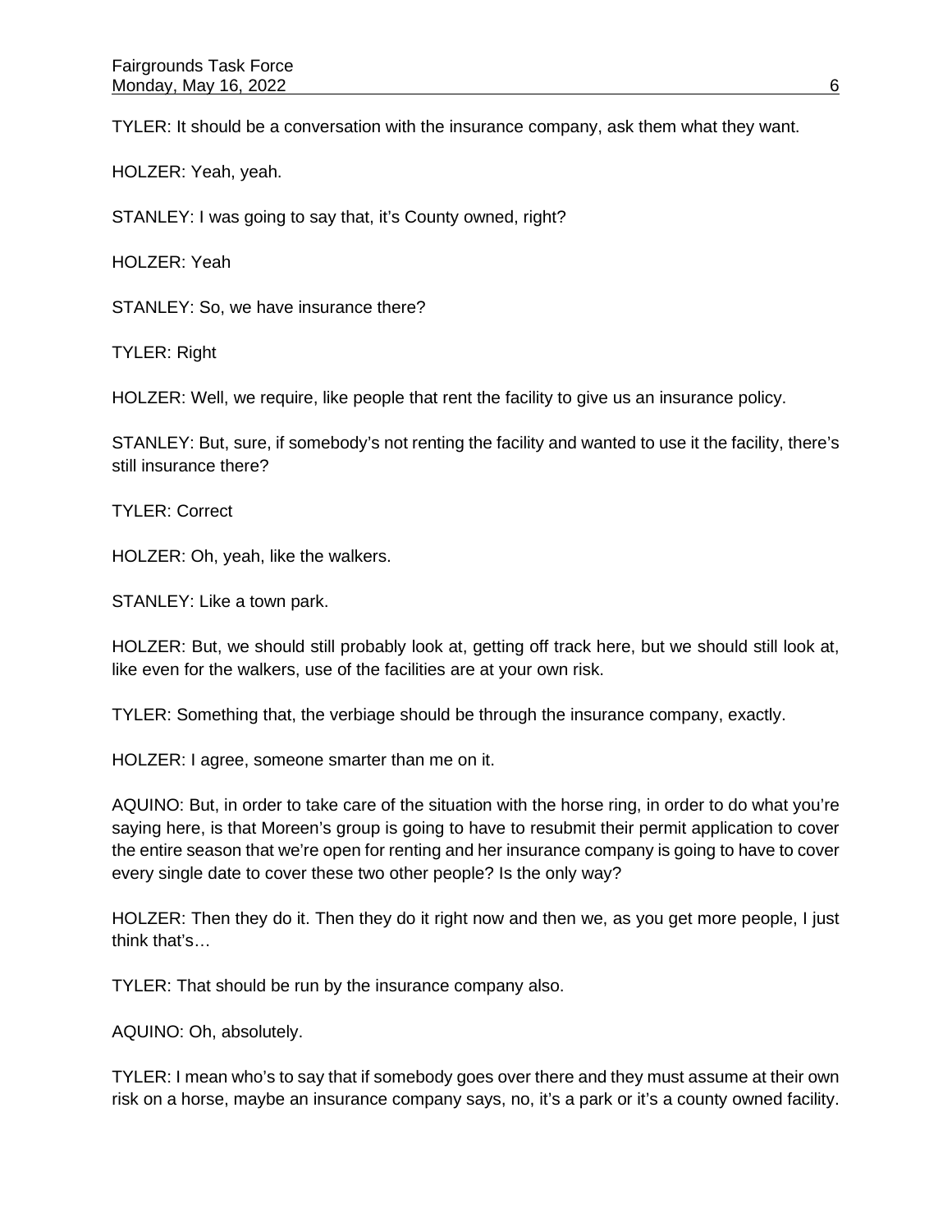TYLER: It should be a conversation with the insurance company, ask them what they want.

HOLZER: Yeah, yeah.

STANLEY: I was going to say that, it's County owned, right?

HOLZER: Yeah

STANLEY: So, we have insurance there?

TYLER: Right

HOLZER: Well, we require, like people that rent the facility to give us an insurance policy.

STANLEY: But, sure, if somebody's not renting the facility and wanted to use it the facility, there's still insurance there?

TYLER: Correct

HOLZER: Oh, yeah, like the walkers.

STANLEY: Like a town park.

HOLZER: But, we should still probably look at, getting off track here, but we should still look at, like even for the walkers, use of the facilities are at your own risk.

TYLER: Something that, the verbiage should be through the insurance company, exactly.

HOLZER: I agree, someone smarter than me on it.

AQUINO: But, in order to take care of the situation with the horse ring, in order to do what you're saying here, is that Moreen's group is going to have to resubmit their permit application to cover the entire season that we're open for renting and her insurance company is going to have to cover every single date to cover these two other people? Is the only way?

HOLZER: Then they do it. Then they do it right now and then we, as you get more people, I just think that's…

TYLER: That should be run by the insurance company also.

AQUINO: Oh, absolutely.

TYLER: I mean who's to say that if somebody goes over there and they must assume at their own risk on a horse, maybe an insurance company says, no, it's a park or it's a county owned facility.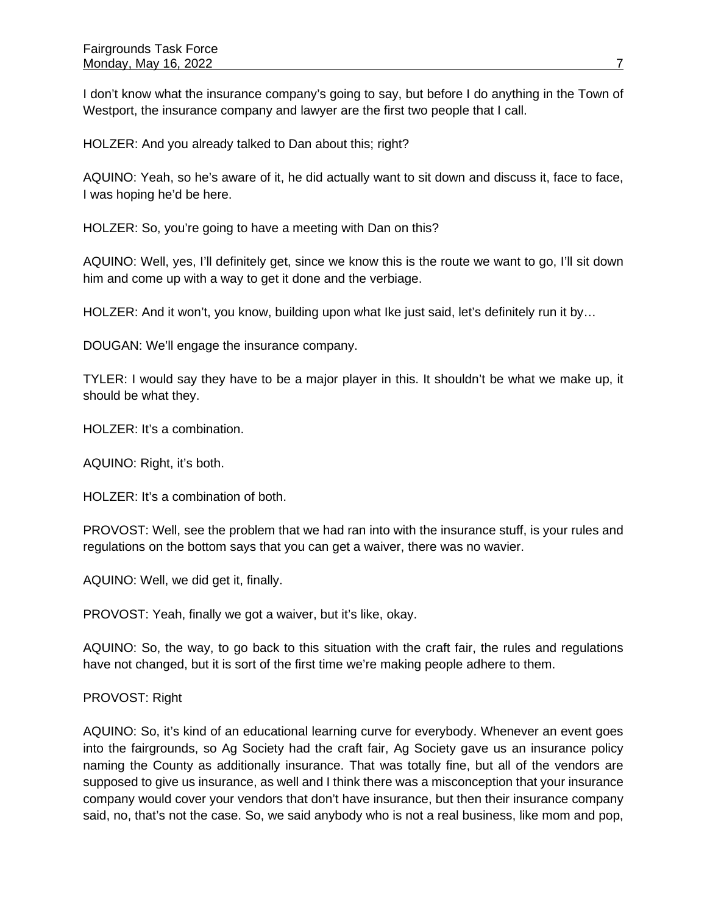I don't know what the insurance company's going to say, but before I do anything in the Town of Westport, the insurance company and lawyer are the first two people that I call.

HOLZER: And you already talked to Dan about this; right?

AQUINO: Yeah, so he's aware of it, he did actually want to sit down and discuss it, face to face, I was hoping he'd be here.

HOLZER: So, you're going to have a meeting with Dan on this?

AQUINO: Well, yes, I'll definitely get, since we know this is the route we want to go, I'll sit down him and come up with a way to get it done and the verbiage.

HOLZER: And it won't, you know, building upon what Ike just said, let's definitely run it by…

DOUGAN: We'll engage the insurance company.

TYLER: I would say they have to be a major player in this. It shouldn't be what we make up, it should be what they.

HOLZER: It's a combination.

AQUINO: Right, it's both.

HOLZER: It's a combination of both.

PROVOST: Well, see the problem that we had ran into with the insurance stuff, is your rules and regulations on the bottom says that you can get a waiver, there was no wavier.

AQUINO: Well, we did get it, finally.

PROVOST: Yeah, finally we got a waiver, but it's like, okay.

AQUINO: So, the way, to go back to this situation with the craft fair, the rules and regulations have not changed, but it is sort of the first time we're making people adhere to them.

PROVOST: Right

AQUINO: So, it's kind of an educational learning curve for everybody. Whenever an event goes into the fairgrounds, so Ag Society had the craft fair, Ag Society gave us an insurance policy naming the County as additionally insurance. That was totally fine, but all of the vendors are supposed to give us insurance, as well and I think there was a misconception that your insurance company would cover your vendors that don't have insurance, but then their insurance company said, no, that's not the case. So, we said anybody who is not a real business, like mom and pop,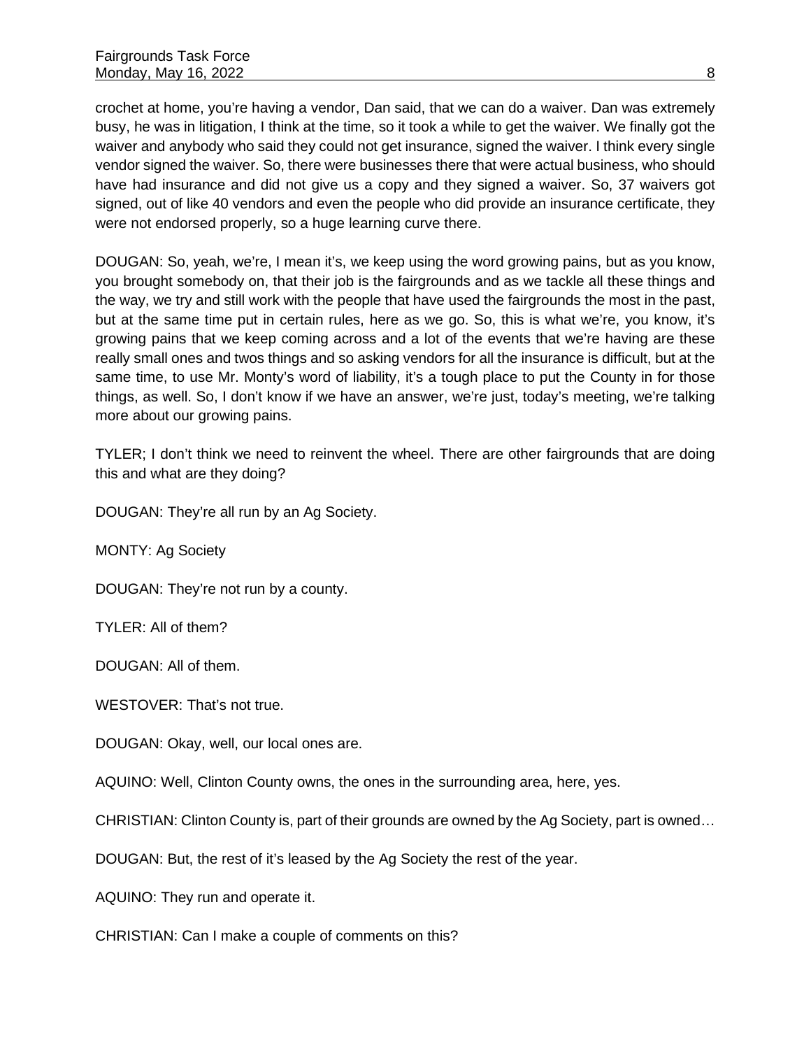crochet at home, you're having a vendor, Dan said, that we can do a waiver. Dan was extremely busy, he was in litigation, I think at the time, so it took a while to get the waiver. We finally got the waiver and anybody who said they could not get insurance, signed the waiver. I think every single vendor signed the waiver. So, there were businesses there that were actual business, who should have had insurance and did not give us a copy and they signed a waiver. So, 37 waivers got signed, out of like 40 vendors and even the people who did provide an insurance certificate, they were not endorsed properly, so a huge learning curve there.

DOUGAN: So, yeah, we're, I mean it's, we keep using the word growing pains, but as you know, you brought somebody on, that their job is the fairgrounds and as we tackle all these things and the way, we try and still work with the people that have used the fairgrounds the most in the past, but at the same time put in certain rules, here as we go. So, this is what we're, you know, it's growing pains that we keep coming across and a lot of the events that we're having are these really small ones and twos things and so asking vendors for all the insurance is difficult, but at the same time, to use Mr. Monty's word of liability, it's a tough place to put the County in for those things, as well. So, I don't know if we have an answer, we're just, today's meeting, we're talking more about our growing pains.

TYLER; I don't think we need to reinvent the wheel. There are other fairgrounds that are doing this and what are they doing?

DOUGAN: They're all run by an Ag Society.

MONTY: Ag Society

DOUGAN: They're not run by a county.

TYLER: All of them?

DOUGAN: All of them.

WESTOVER: That's not true.

DOUGAN: Okay, well, our local ones are.

AQUINO: Well, Clinton County owns, the ones in the surrounding area, here, yes.

CHRISTIAN: Clinton County is, part of their grounds are owned by the Ag Society, part is owned…

DOUGAN: But, the rest of it's leased by the Ag Society the rest of the year.

AQUINO: They run and operate it.

CHRISTIAN: Can I make a couple of comments on this?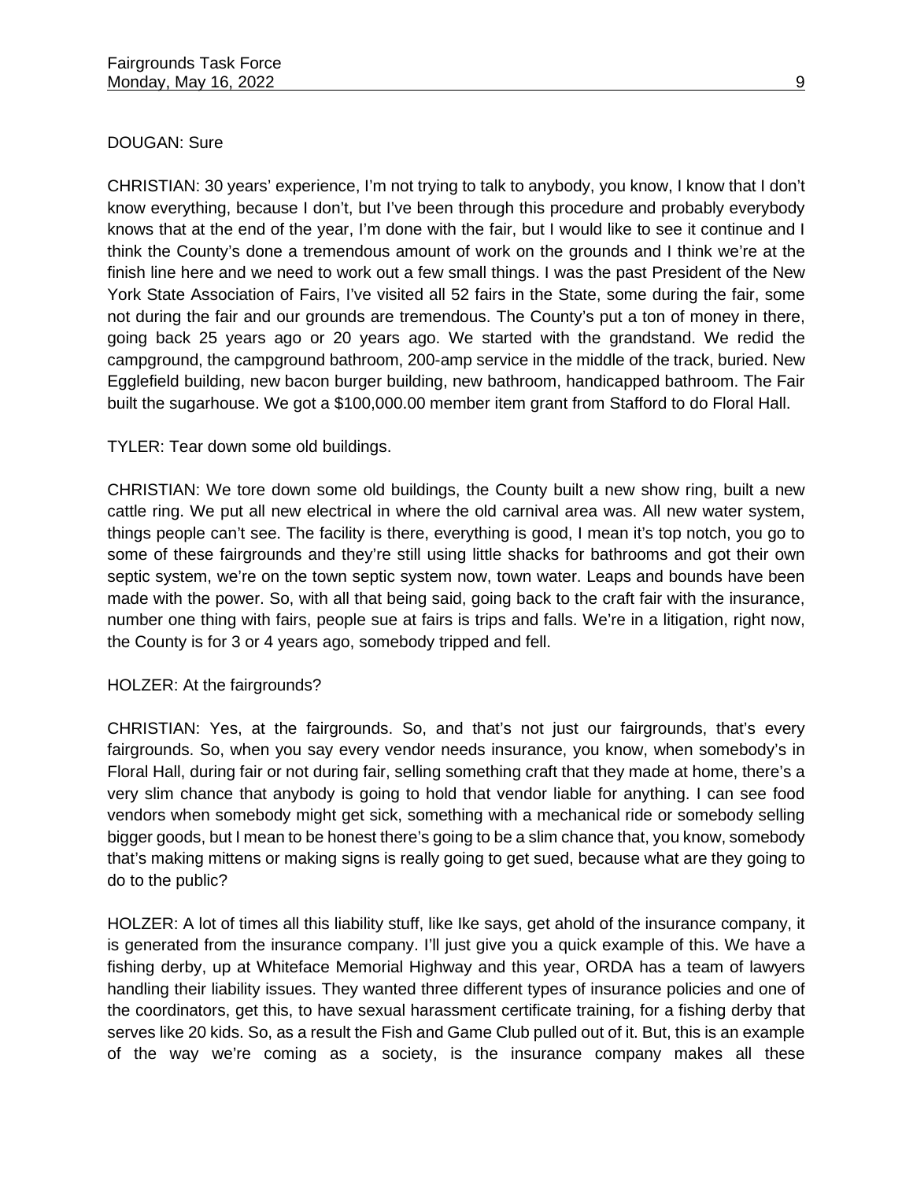DOUGAN: Sure

CHRISTIAN: 30 years' experience, I'm not trying to talk to anybody, you know, I know that I don't know everything, because I don't, but I've been through this procedure and probably everybody knows that at the end of the year, I'm done with the fair, but I would like to see it continue and I think the County's done a tremendous amount of work on the grounds and I think we're at the finish line here and we need to work out a few small things. I was the past President of the New York State Association of Fairs, I've visited all 52 fairs in the State, some during the fair, some not during the fair and our grounds are tremendous. The County's put a ton of money in there, going back 25 years ago or 20 years ago. We started with the grandstand. We redid the campground, the campground bathroom, 200-amp service in the middle of the track, buried. New Egglefield building, new bacon burger building, new bathroom, handicapped bathroom. The Fair built the sugarhouse. We got a $100,000.00 member item grant from Stafford to do Floral Hall.

TYLER: Tear down some old buildings.

CHRISTIAN: We tore down some old buildings, the County built a new show ring, built a new cattle ring. We put all new electrical in where the old carnival area was. All new water system, things people can't see. The facility is there, everything is good, I mean it's top notch, you go to some of these fairgrounds and they're still using little shacks for bathrooms and got their own septic system, we're on the town septic system now, town water. Leaps and bounds have been made with the power. So, with all that being said, going back to the craft fair with the insurance, number one thing with fairs, people sue at fairs is trips and falls. We're in a litigation, right now, the County is for 3 or 4 years ago, somebody tripped and fell.

HOLZER: At the fairgrounds?

CHRISTIAN: Yes, at the fairgrounds. So, and that's not just our fairgrounds, that's every fairgrounds. So, when you say every vendor needs insurance, you know, when somebody's in Floral Hall, during fair or not during fair, selling something craft that they made at home, there's a very slim chance that anybody is going to hold that vendor liable for anything. I can see food vendors when somebody might get sick, something with a mechanical ride or somebody selling bigger goods, but I mean to be honest there's going to be a slim chance that, you know, somebody that's making mittens or making signs is really going to get sued, because what are they going to do to the public?

HOLZER: A lot of times all this liability stuff, like Ike says, get ahold of the insurance company, it is generated from the insurance company. I'll just give you a quick example of this. We have a fishing derby, up at Whiteface Memorial Highway and this year, ORDA has a team of lawyers handling their liability issues. They wanted three different types of insurance policies and one of the coordinators, get this, to have sexual harassment certificate training, for a fishing derby that serves like 20 kids. So, as a result the Fish and Game Club pulled out of it. But, this is an example of the way we're coming as a society, is the insurance company makes all these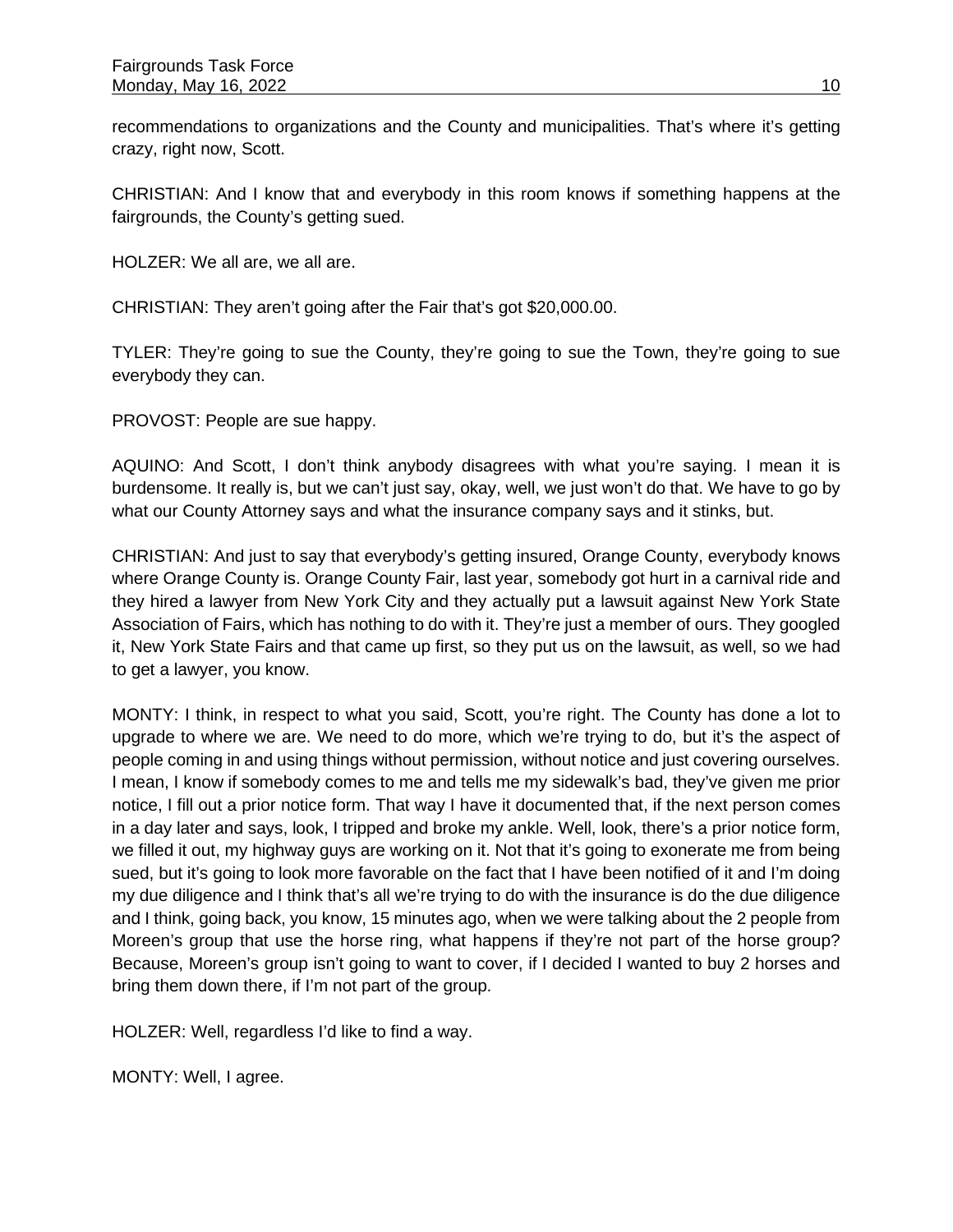recommendations to organizations and the County and municipalities. That's where it's getting crazy, right now, Scott.

CHRISTIAN: And I know that and everybody in this room knows if something happens at the fairgrounds, the County's getting sued.

HOLZER: We all are, we all are.

CHRISTIAN: They aren't going after the Fair that's got $20,000.00.

TYLER: They're going to sue the County, they're going to sue the Town, they're going to sue everybody they can.

PROVOST: People are sue happy.

AQUINO: And Scott, I don't think anybody disagrees with what you're saying. I mean it is burdensome. It really is, but we can't just say, okay, well, we just won't do that. We have to go by what our County Attorney says and what the insurance company says and it stinks, but.

CHRISTIAN: And just to say that everybody's getting insured, Orange County, everybody knows where Orange County is. Orange County Fair, last year, somebody got hurt in a carnival ride and they hired a lawyer from New York City and they actually put a lawsuit against New York State Association of Fairs, which has nothing to do with it. They're just a member of ours. They googled it, New York State Fairs and that came up first, so they put us on the lawsuit, as well, so we had to get a lawyer, you know.

MONTY: I think, in respect to what you said, Scott, you're right. The County has done a lot to upgrade to where we are. We need to do more, which we're trying to do, but it's the aspect of people coming in and using things without permission, without notice and just covering ourselves. I mean, I know if somebody comes to me and tells me my sidewalk's bad, they've given me prior notice, I fill out a prior notice form. That way I have it documented that, if the next person comes in a day later and says, look, I tripped and broke my ankle. Well, look, there's a prior notice form, we filled it out, my highway guys are working on it. Not that it's going to exonerate me from being sued, but it's going to look more favorable on the fact that I have been notified of it and I'm doing my due diligence and I think that's all we're trying to do with the insurance is do the due diligence and I think, going back, you know, 15 minutes ago, when we were talking about the 2 people from Moreen's group that use the horse ring, what happens if they're not part of the horse group? Because, Moreen's group isn't going to want to cover, if I decided I wanted to buy 2 horses and bring them down there, if I'm not part of the group.

HOLZER: Well, regardless I'd like to find a way.

MONTY: Well, I agree.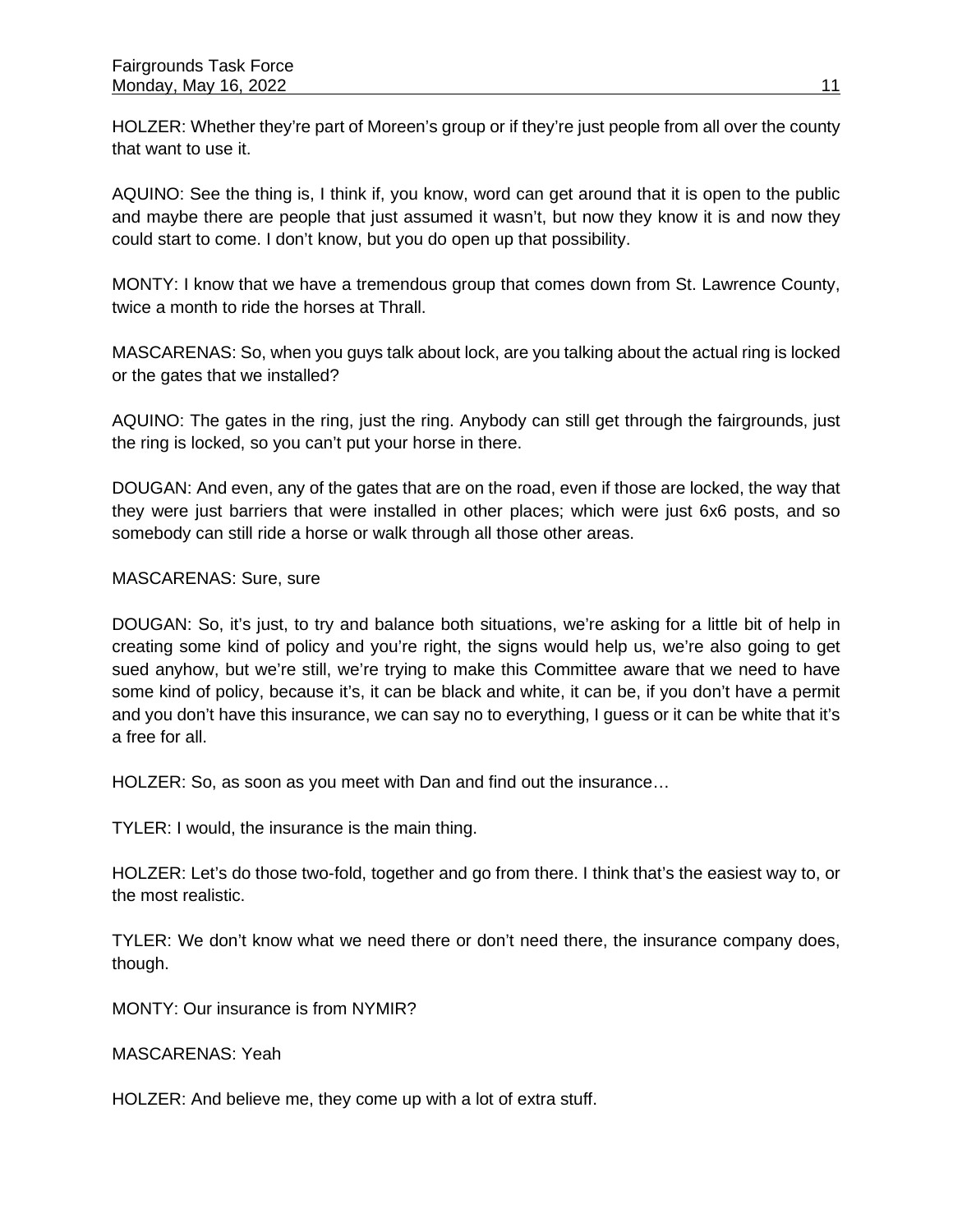HOLZER: Whether they're part of Moreen's group or if they're just people from all over the county that want to use it.

AQUINO: See the thing is, I think if, you know, word can get around that it is open to the public and maybe there are people that just assumed it wasn't, but now they know it is and now they could start to come. I don't know, but you do open up that possibility.

MONTY: I know that we have a tremendous group that comes down from St. Lawrence County, twice a month to ride the horses at Thrall.

MASCARENAS: So, when you guys talk about lock, are you talking about the actual ring is locked or the gates that we installed?

AQUINO: The gates in the ring, just the ring. Anybody can still get through the fairgrounds, just the ring is locked, so you can't put your horse in there.

DOUGAN: And even, any of the gates that are on the road, even if those are locked, the way that they were just barriers that were installed in other places; which were just 6x6 posts, and so somebody can still ride a horse or walk through all those other areas.

MASCARENAS: Sure, sure

DOUGAN: So, it's just, to try and balance both situations, we're asking for a little bit of help in creating some kind of policy and you're right, the signs would help us, we're also going to get sued anyhow, but we're still, we're trying to make this Committee aware that we need to have some kind of policy, because it's, it can be black and white, it can be, if you don't have a permit and you don't have this insurance, we can say no to everything, I guess or it can be white that it's a free for all.

HOLZER: So, as soon as you meet with Dan and find out the insurance…

TYLER: I would, the insurance is the main thing.

HOLZER: Let's do those two-fold, together and go from there. I think that's the easiest way to, or the most realistic.

TYLER: We don't know what we need there or don't need there, the insurance company does, though.

MONTY: Our insurance is from NYMIR?

MASCARENAS: Yeah

HOLZER: And believe me, they come up with a lot of extra stuff.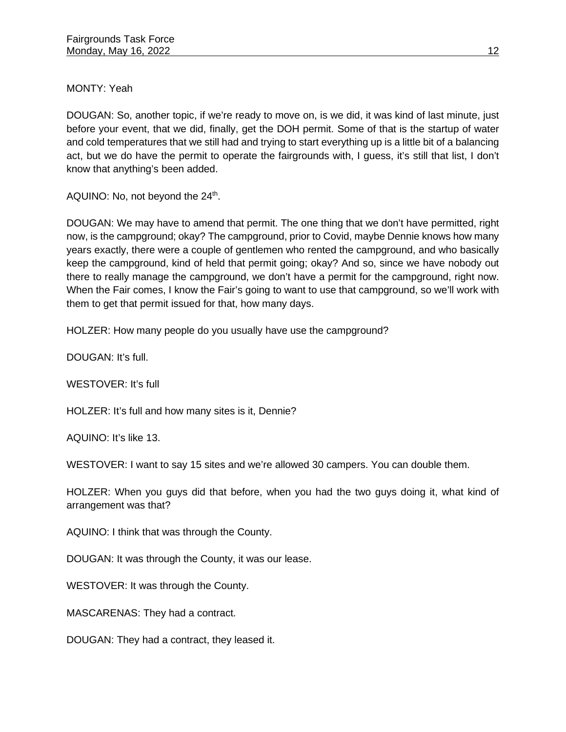MONTY: Yeah

DOUGAN: So, another topic, if we're ready to move on, is we did, it was kind of last minute, just before your event, that we did, finally, get the DOH permit. Some of that is the startup of water and cold temperatures that we still had and trying to start everything up is a little bit of a balancing act, but we do have the permit to operate the fairgrounds with, I guess, it's still that list, I don't know that anything's been added.

AQUINO: No, not beyond the 24th.

DOUGAN: We may have to amend that permit. The one thing that we don't have permitted, right now, is the campground; okay? The campground, prior to Covid, maybe Dennie knows how many years exactly, there were a couple of gentlemen who rented the campground, and who basically keep the campground, kind of held that permit going; okay? And so, since we have nobody out there to really manage the campground, we don't have a permit for the campground, right now. When the Fair comes, I know the Fair's going to want to use that campground, so we'll work with them to get that permit issued for that, how many days.

HOLZER: How many people do you usually have use the campground?

DOUGAN: It's full.

WESTOVER: It's full

HOLZER: It's full and how many sites is it, Dennie?

AQUINO: It's like 13.

WESTOVER: I want to say 15 sites and we're allowed 30 campers. You can double them.

HOLZER: When you guys did that before, when you had the two guys doing it, what kind of arrangement was that?

AQUINO: I think that was through the County.

DOUGAN: It was through the County, it was our lease.

WESTOVER: It was through the County.

MASCARENAS: They had a contract.

DOUGAN: They had a contract, they leased it.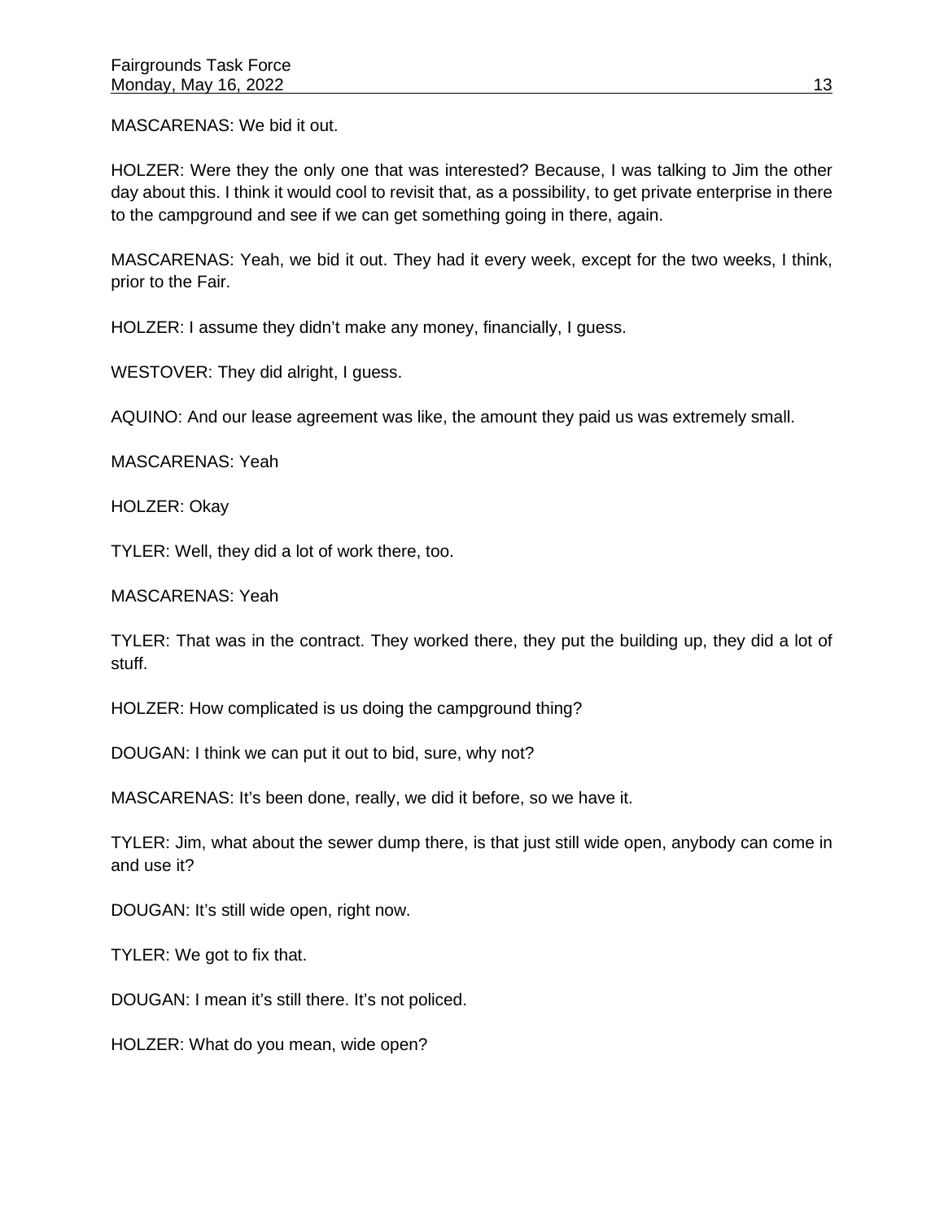MASCARENAS: We bid it out.

HOLZER: Were they the only one that was interested? Because, I was talking to Jim the other day about this. I think it would cool to revisit that, as a possibility, to get private enterprise in there to the campground and see if we can get something going in there, again.

MASCARENAS: Yeah, we bid it out. They had it every week, except for the two weeks, I think, prior to the Fair.

HOLZER: I assume they didn't make any money, financially, I guess.

WESTOVER: They did alright, I guess.

AQUINO: And our lease agreement was like, the amount they paid us was extremely small.

MASCARENAS: Yeah

HOLZER: Okay

TYLER: Well, they did a lot of work there, too.

MASCARENAS: Yeah

TYLER: That was in the contract. They worked there, they put the building up, they did a lot of stuff.

HOLZER: How complicated is us doing the campground thing?

DOUGAN: I think we can put it out to bid, sure, why not?

MASCARENAS: It's been done, really, we did it before, so we have it.

TYLER: Jim, what about the sewer dump there, is that just still wide open, anybody can come in and use it?

DOUGAN: It's still wide open, right now.

TYLER: We got to fix that.

DOUGAN: I mean it's still there. It's not policed.

HOLZER: What do you mean, wide open?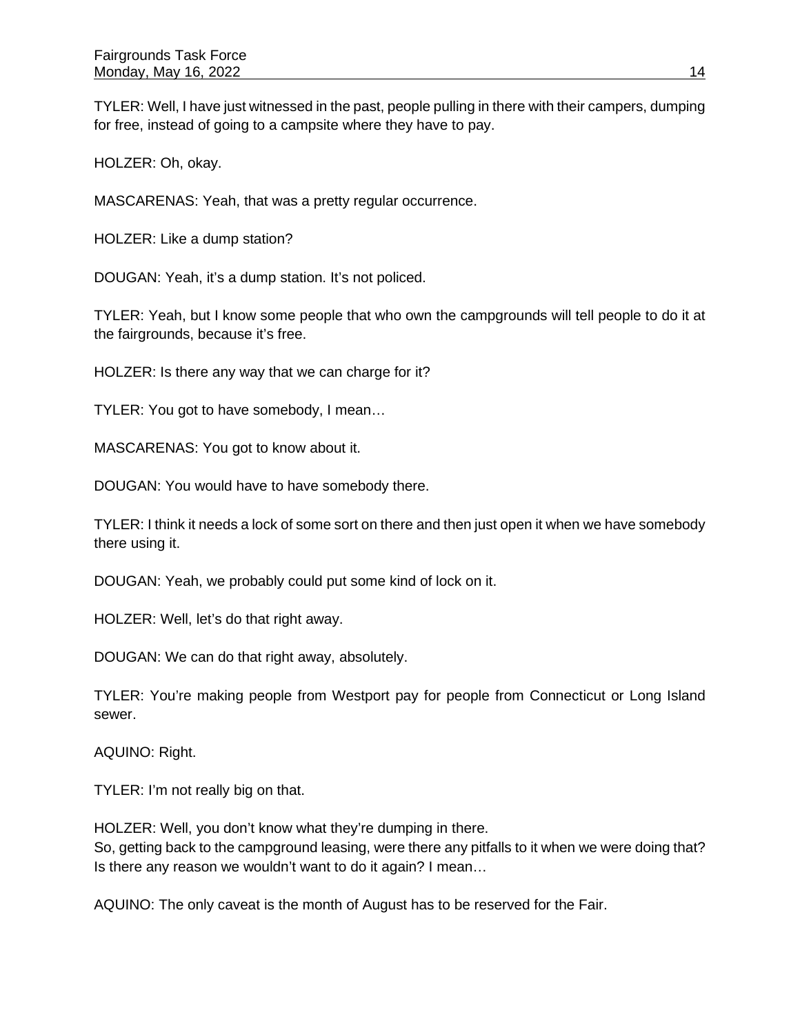TYLER: Well, I have just witnessed in the past, people pulling in there with their campers, dumping for free, instead of going to a campsite where they have to pay.

HOLZER: Oh, okay.

MASCARENAS: Yeah, that was a pretty regular occurrence.

HOLZER: Like a dump station?

DOUGAN: Yeah, it's a dump station. It's not policed.

TYLER: Yeah, but I know some people that who own the campgrounds will tell people to do it at the fairgrounds, because it's free.

HOLZER: Is there any way that we can charge for it?

TYLER: You got to have somebody, I mean…

MASCARENAS: You got to know about it.

DOUGAN: You would have to have somebody there.

TYLER: I think it needs a lock of some sort on there and then just open it when we have somebody there using it.

DOUGAN: Yeah, we probably could put some kind of lock on it.

HOLZER: Well, let's do that right away.

DOUGAN: We can do that right away, absolutely.

TYLER: You're making people from Westport pay for people from Connecticut or Long Island sewer.

AQUINO: Right.

TYLER: I'm not really big on that.

HOLZER: Well, you don't know what they're dumping in there.
So, getting back to the campground leasing, were there any pitfalls to it when we were doing that? Is there any reason we wouldn't want to do it again? I mean…

AQUINO: The only caveat is the month of August has to be reserved for the Fair.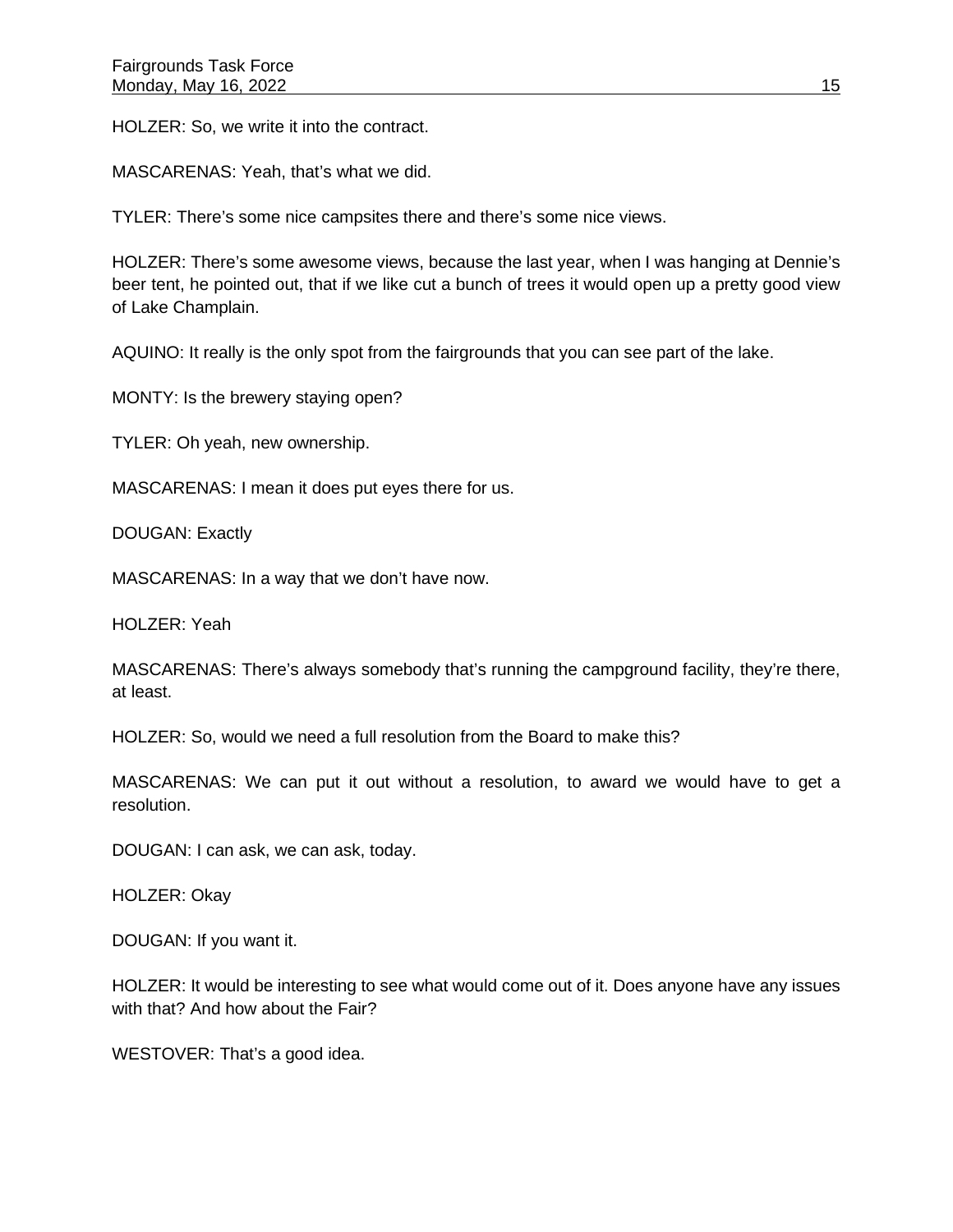HOLZER: So, we write it into the contract.

MASCARENAS: Yeah, that's what we did.

TYLER: There's some nice campsites there and there's some nice views.

HOLZER: There's some awesome views, because the last year, when I was hanging at Dennie's beer tent, he pointed out, that if we like cut a bunch of trees it would open up a pretty good view of Lake Champlain.

AQUINO: It really is the only spot from the fairgrounds that you can see part of the lake.

MONTY: Is the brewery staying open?

TYLER: Oh yeah, new ownership.

MASCARENAS: I mean it does put eyes there for us.

DOUGAN: Exactly

MASCARENAS: In a way that we don't have now.

HOLZER: Yeah

MASCARENAS: There's always somebody that's running the campground facility, they're there, at least.

HOLZER: So, would we need a full resolution from the Board to make this?

MASCARENAS: We can put it out without a resolution, to award we would have to get a resolution.

DOUGAN: I can ask, we can ask, today.

HOLZER: Okay

DOUGAN: If you want it.

HOLZER: It would be interesting to see what would come out of it. Does anyone have any issues with that? And how about the Fair?

WESTOVER: That's a good idea.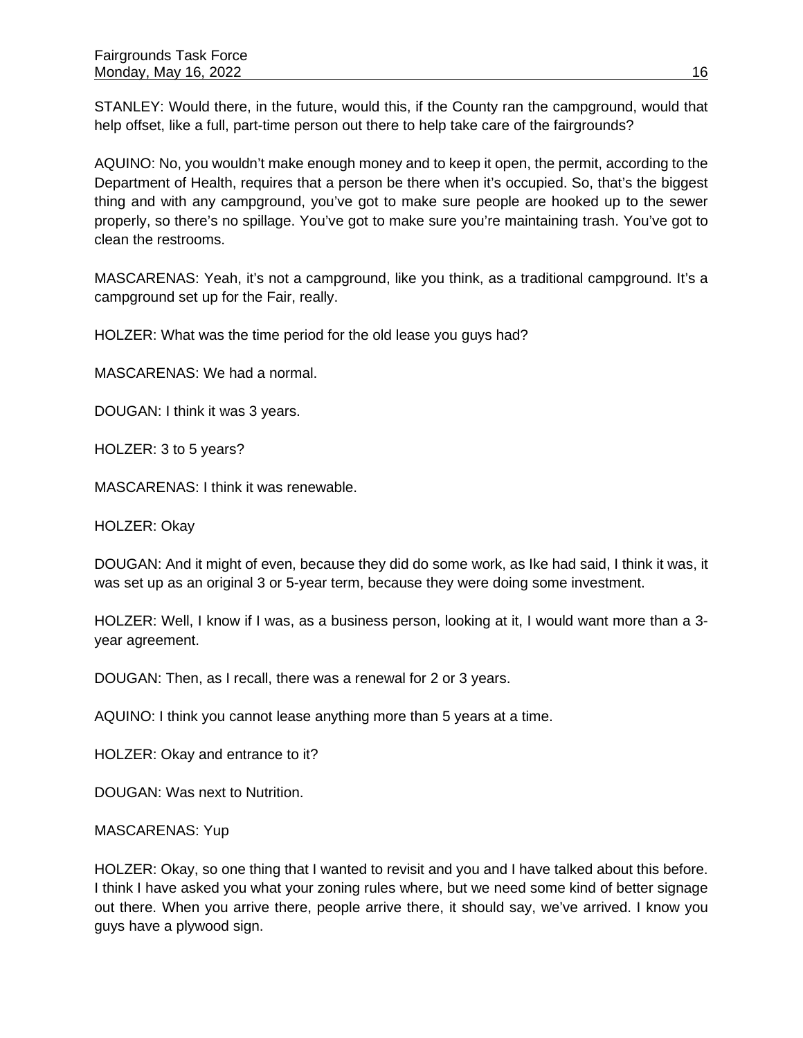STANLEY: Would there, in the future, would this, if the County ran the campground, would that help offset, like a full, part-time person out there to help take care of the fairgrounds?

AQUINO: No, you wouldn't make enough money and to keep it open, the permit, according to the Department of Health, requires that a person be there when it's occupied. So, that's the biggest thing and with any campground, you've got to make sure people are hooked up to the sewer properly, so there's no spillage. You've got to make sure you're maintaining trash. You've got to clean the restrooms.

MASCARENAS: Yeah, it's not a campground, like you think, as a traditional campground. It's a campground set up for the Fair, really.

HOLZER: What was the time period for the old lease you guys had?

MASCARENAS: We had a normal.

DOUGAN: I think it was 3 years.

HOLZER: 3 to 5 years?

MASCARENAS: I think it was renewable.

HOLZER: Okay

DOUGAN: And it might of even, because they did do some work, as Ike had said, I think it was, it was set up as an original 3 or 5-year term, because they were doing some investment.

HOLZER: Well, I know if I was, as a business person, looking at it, I would want more than a 3-year agreement.

DOUGAN: Then, as I recall, there was a renewal for 2 or 3 years.

AQUINO: I think you cannot lease anything more than 5 years at a time.

HOLZER: Okay and entrance to it?

DOUGAN: Was next to Nutrition.

MASCARENAS: Yup

HOLZER: Okay, so one thing that I wanted to revisit and you and I have talked about this before. I think I have asked you what your zoning rules where, but we need some kind of better signage out there. When you arrive there, people arrive there, it should say, we've arrived. I know you guys have a plywood sign.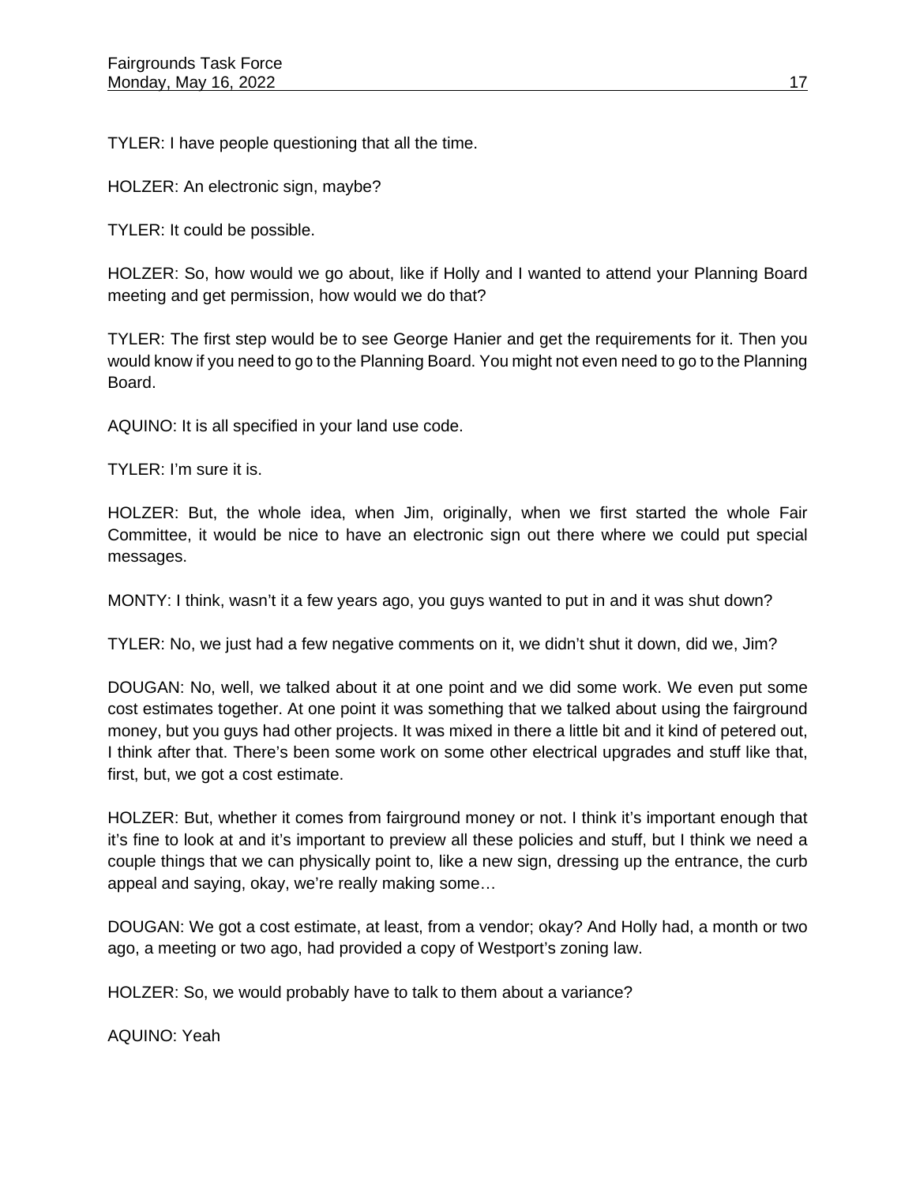TYLER: I have people questioning that all the time.

HOLZER: An electronic sign, maybe?

TYLER: It could be possible.

HOLZER: So, how would we go about, like if Holly and I wanted to attend your Planning Board meeting and get permission, how would we do that?

TYLER: The first step would be to see George Hanier and get the requirements for it. Then you would know if you need to go to the Planning Board. You might not even need to go to the Planning Board.

AQUINO: It is all specified in your land use code.

TYLER: I'm sure it is.

HOLZER: But, the whole idea, when Jim, originally, when we first started the whole Fair Committee, it would be nice to have an electronic sign out there where we could put special messages.

MONTY: I think, wasn't it a few years ago, you guys wanted to put in and it was shut down?

TYLER: No, we just had a few negative comments on it, we didn't shut it down, did we, Jim?

DOUGAN: No, well, we talked about it at one point and we did some work. We even put some cost estimates together. At one point it was something that we talked about using the fairground money, but you guys had other projects. It was mixed in there a little bit and it kind of petered out, I think after that. There's been some work on some other electrical upgrades and stuff like that, first, but, we got a cost estimate.

HOLZER: But, whether it comes from fairground money or not. I think it's important enough that it's fine to look at and it's important to preview all these policies and stuff, but I think we need a couple things that we can physically point to, like a new sign, dressing up the entrance, the curb appeal and saying, okay, we're really making some…

DOUGAN: We got a cost estimate, at least, from a vendor; okay? And Holly had, a month or two ago, a meeting or two ago, had provided a copy of Westport's zoning law.

HOLZER: So, we would probably have to talk to them about a variance?

AQUINO: Yeah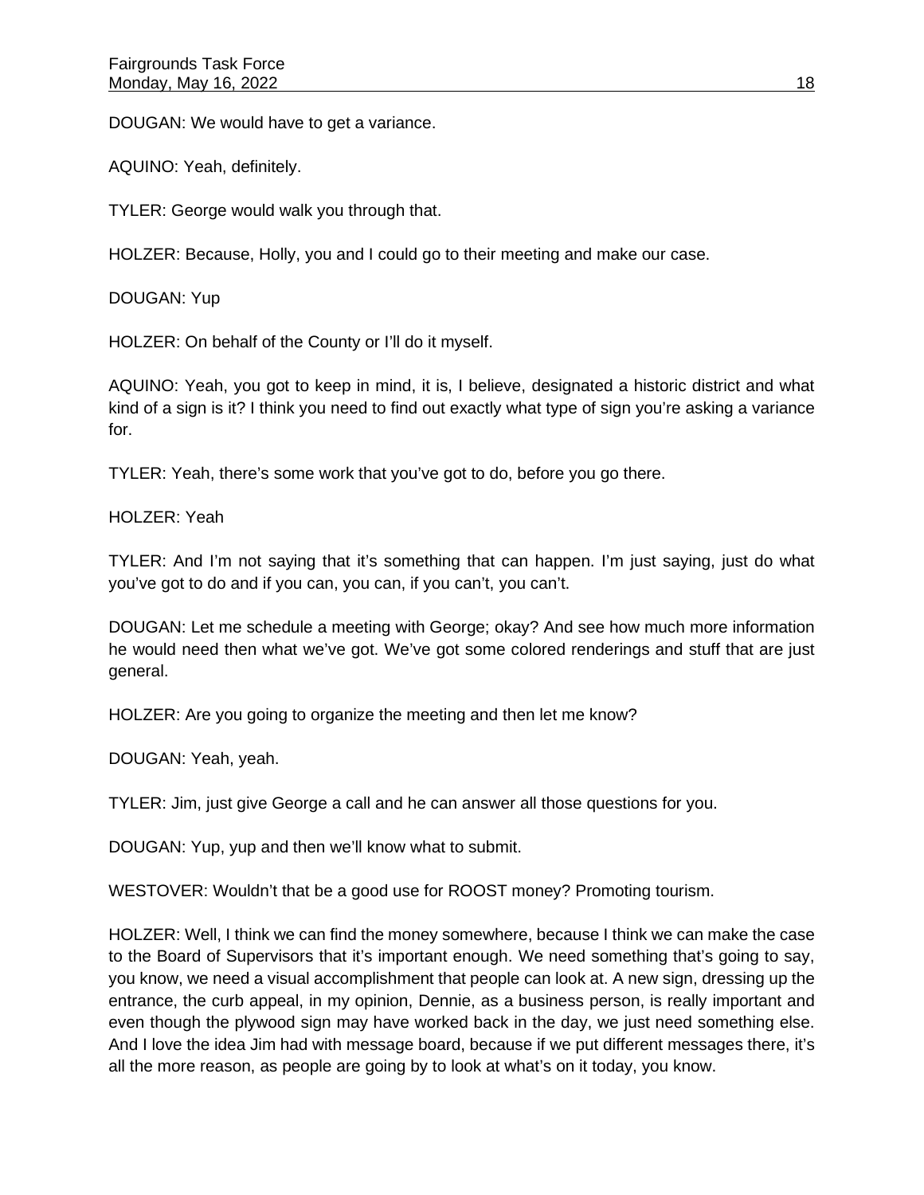DOUGAN: We would have to get a variance.

AQUINO: Yeah, definitely.

TYLER: George would walk you through that.

HOLZER: Because, Holly, you and I could go to their meeting and make our case.

DOUGAN: Yup

HOLZER: On behalf of the County or I'll do it myself.

AQUINO: Yeah, you got to keep in mind, it is, I believe, designated a historic district and what kind of a sign is it? I think you need to find out exactly what type of sign you're asking a variance for.

TYLER: Yeah, there's some work that you've got to do, before you go there.

HOLZER: Yeah

TYLER: And I'm not saying that it's something that can happen. I'm just saying, just do what you've got to do and if you can, you can, if you can't, you can't.

DOUGAN: Let me schedule a meeting with George; okay? And see how much more information he would need then what we've got. We've got some colored renderings and stuff that are just general.

HOLZER: Are you going to organize the meeting and then let me know?

DOUGAN: Yeah, yeah.

TYLER: Jim, just give George a call and he can answer all those questions for you.

DOUGAN: Yup, yup and then we'll know what to submit.

WESTOVER: Wouldn't that be a good use for ROOST money? Promoting tourism.

HOLZER: Well, I think we can find the money somewhere, because I think we can make the case to the Board of Supervisors that it's important enough. We need something that's going to say, you know, we need a visual accomplishment that people can look at. A new sign, dressing up the entrance, the curb appeal, in my opinion, Dennie, as a business person, is really important and even though the plywood sign may have worked back in the day, we just need something else. And I love the idea Jim had with message board, because if we put different messages there, it's all the more reason, as people are going by to look at what's on it today, you know.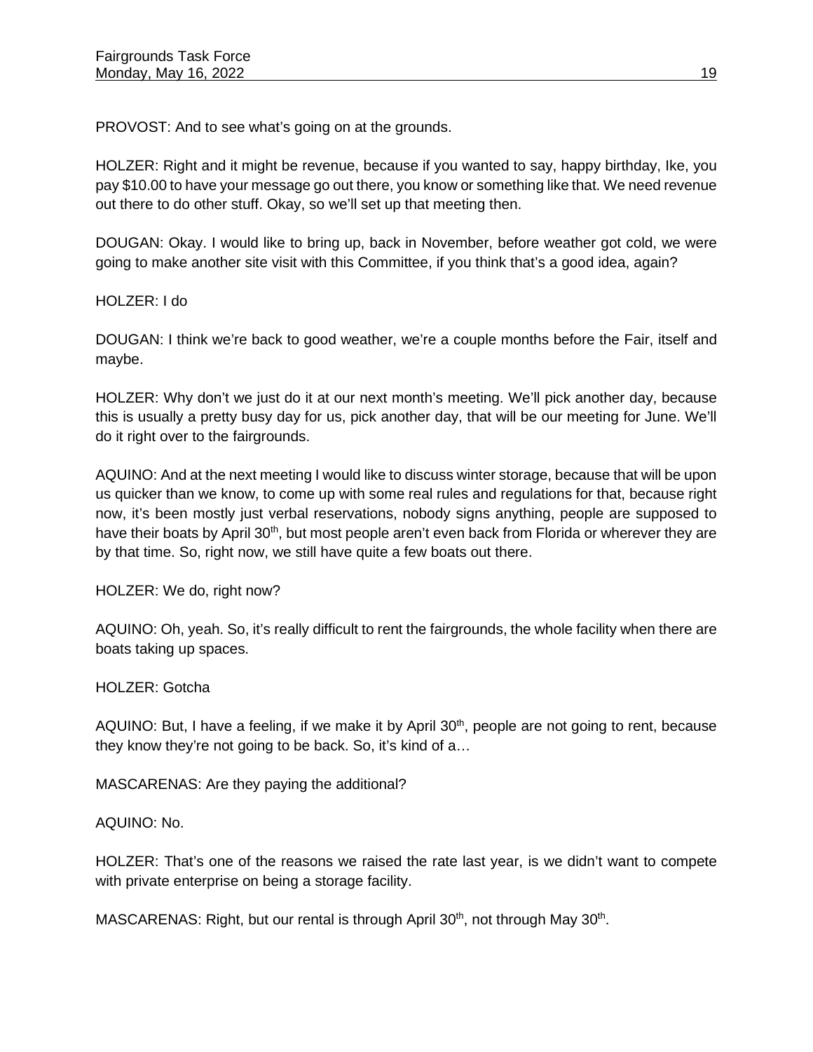PROVOST: And to see what's going on at the grounds.

HOLZER: Right and it might be revenue, because if you wanted to say, happy birthday, Ike, you pay $10.00 to have your message go out there, you know or something like that. We need revenue out there to do other stuff. Okay, so we'll set up that meeting then.

DOUGAN: Okay. I would like to bring up, back in November, before weather got cold, we were going to make another site visit with this Committee, if you think that's a good idea, again?

HOLZER: I do

DOUGAN: I think we're back to good weather, we're a couple months before the Fair, itself and maybe.

HOLZER: Why don't we just do it at our next month's meeting. We'll pick another day, because this is usually a pretty busy day for us, pick another day, that will be our meeting for June. We'll do it right over to the fairgrounds.

AQUINO: And at the next meeting I would like to discuss winter storage, because that will be upon us quicker than we know, to come up with some real rules and regulations for that, because right now, it's been mostly just verbal reservations, nobody signs anything, people are supposed to have their boats by April 30th, but most people aren't even back from Florida or wherever they are by that time. So, right now, we still have quite a few boats out there.

HOLZER: We do, right now?

AQUINO: Oh, yeah. So, it's really difficult to rent the fairgrounds, the whole facility when there are boats taking up spaces.

HOLZER: Gotcha

AQUINO: But, I have a feeling, if we make it by April 30th, people are not going to rent, because they know they're not going to be back. So, it's kind of a…

MASCARENAS: Are they paying the additional?

AQUINO: No.

HOLZER: That's one of the reasons we raised the rate last year, is we didn't want to compete with private enterprise on being a storage facility.

MASCARENAS: Right, but our rental is through April 30th, not through May 30th.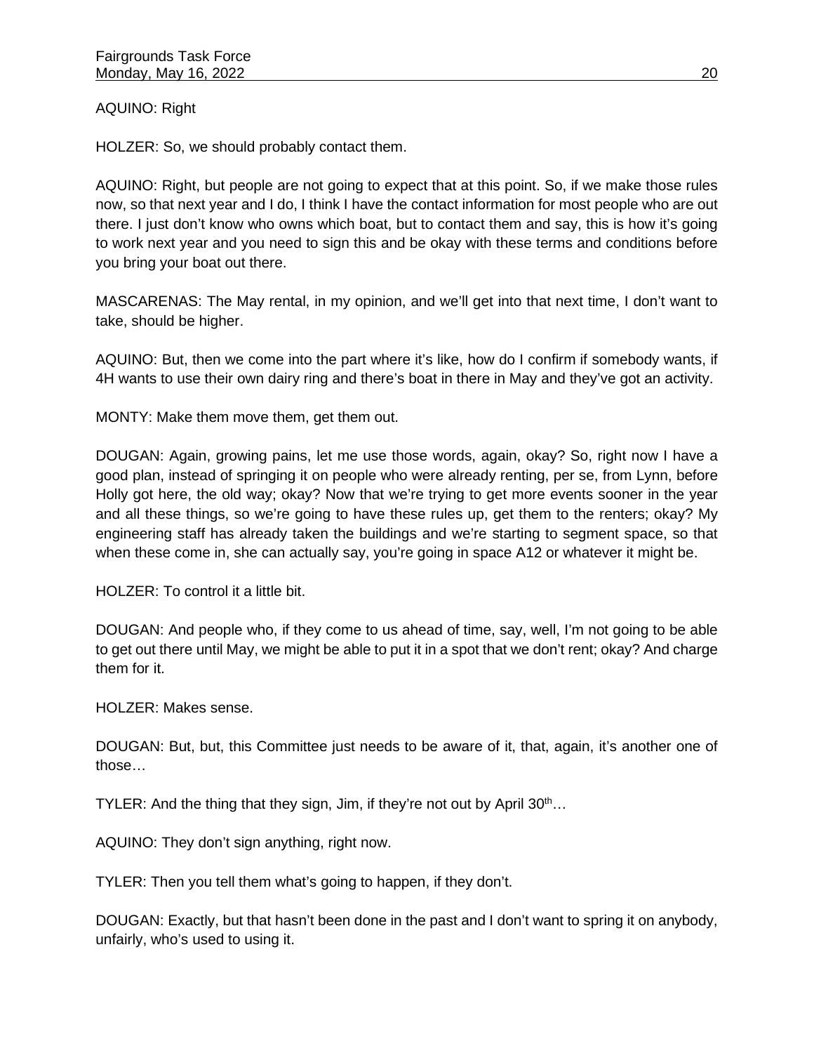AQUINO: Right

HOLZER: So, we should probably contact them.

AQUINO: Right, but people are not going to expect that at this point. So, if we make those rules now, so that next year and I do, I think I have the contact information for most people who are out there. I just don't know who owns which boat, but to contact them and say, this is how it's going to work next year and you need to sign this and be okay with these terms and conditions before you bring your boat out there.

MASCARENAS: The May rental, in my opinion, and we'll get into that next time, I don't want to take, should be higher.

AQUINO: But, then we come into the part where it's like, how do I confirm if somebody wants, if 4H wants to use their own dairy ring and there's boat in there in May and they've got an activity.

MONTY: Make them move them, get them out.

DOUGAN: Again, growing pains, let me use those words, again, okay? So, right now I have a good plan, instead of springing it on people who were already renting, per se, from Lynn, before Holly got here, the old way; okay? Now that we're trying to get more events sooner in the year and all these things, so we're going to have these rules up, get them to the renters; okay? My engineering staff has already taken the buildings and we're starting to segment space, so that when these come in, she can actually say, you're going in space A12 or whatever it might be.

HOLZER: To control it a little bit.

DOUGAN: And people who, if they come to us ahead of time, say, well, I'm not going to be able to get out there until May, we might be able to put it in a spot that we don't rent; okay? And charge them for it.

HOLZER: Makes sense.

DOUGAN: But, but, this Committee just needs to be aware of it, that, again, it's another one of those…

TYLER: And the thing that they sign, Jim, if they're not out by April 30th…

AQUINO: They don't sign anything, right now.

TYLER: Then you tell them what's going to happen, if they don't.

DOUGAN: Exactly, but that hasn't been done in the past and I don't want to spring it on anybody, unfairly, who's used to using it.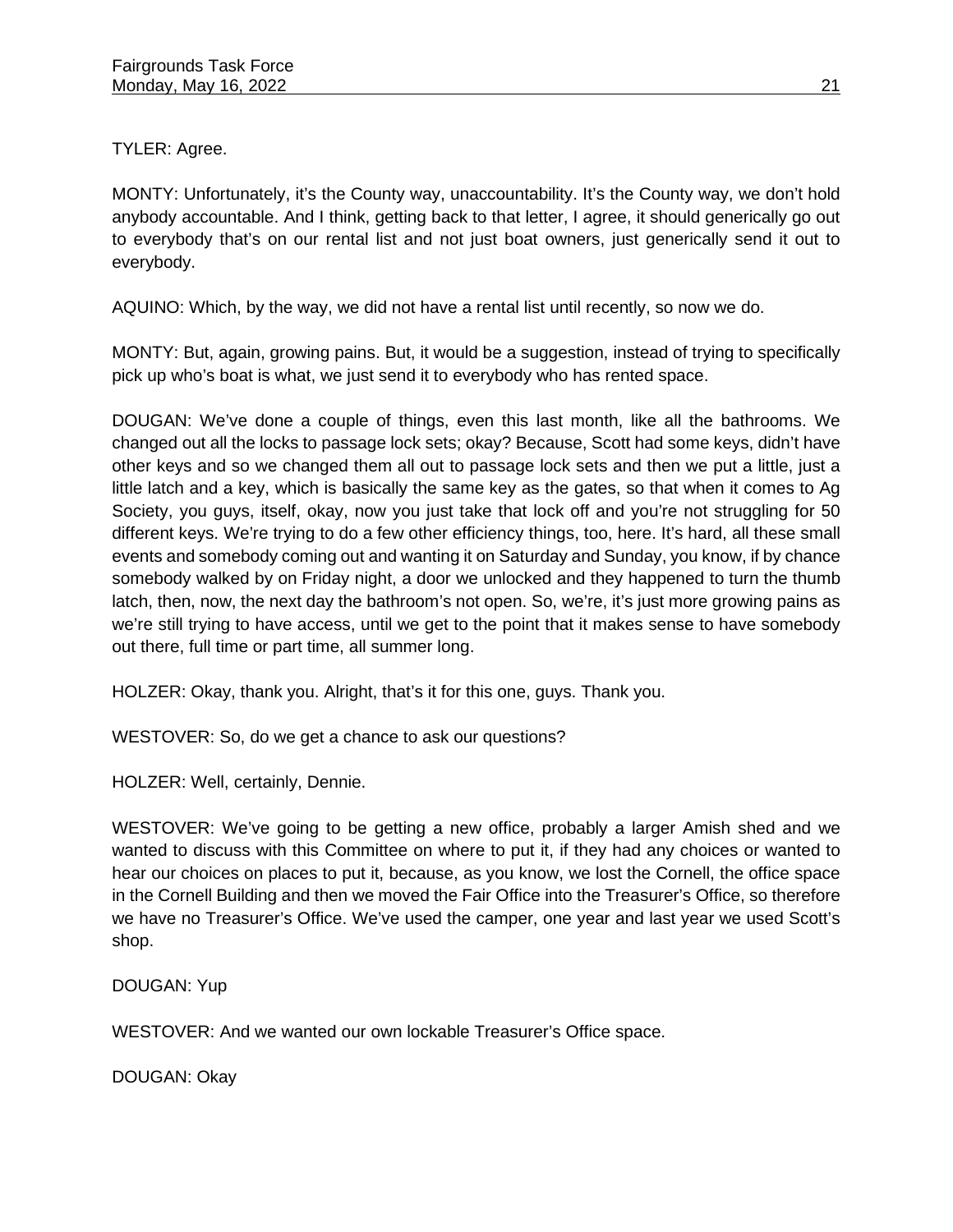TYLER: Agree.

MONTY: Unfortunately, it's the County way, unaccountability. It's the County way, we don't hold anybody accountable. And I think, getting back to that letter, I agree, it should generically go out to everybody that's on our rental list and not just boat owners, just generically send it out to everybody.

AQUINO: Which, by the way, we did not have a rental list until recently, so now we do.

MONTY: But, again, growing pains. But, it would be a suggestion, instead of trying to specifically pick up who's boat is what, we just send it to everybody who has rented space.

DOUGAN: We've done a couple of things, even this last month, like all the bathrooms. We changed out all the locks to passage lock sets; okay? Because, Scott had some keys, didn't have other keys and so we changed them all out to passage lock sets and then we put a little, just a little latch and a key, which is basically the same key as the gates, so that when it comes to Ag Society, you guys, itself, okay, now you just take that lock off and you're not struggling for 50 different keys. We're trying to do a few other efficiency things, too, here. It's hard, all these small events and somebody coming out and wanting it on Saturday and Sunday, you know, if by chance somebody walked by on Friday night, a door we unlocked and they happened to turn the thumb latch, then, now, the next day the bathroom's not open. So, we're, it's just more growing pains as we're still trying to have access, until we get to the point that it makes sense to have somebody out there, full time or part time, all summer long.

HOLZER: Okay, thank you. Alright, that's it for this one, guys. Thank you.

WESTOVER: So, do we get a chance to ask our questions?

HOLZER: Well, certainly, Dennie.

WESTOVER: We've going to be getting a new office, probably a larger Amish shed and we wanted to discuss with this Committee on where to put it, if they had any choices or wanted to hear our choices on places to put it, because, as you know, we lost the Cornell, the office space in the Cornell Building and then we moved the Fair Office into the Treasurer's Office, so therefore we have no Treasurer's Office. We've used the camper, one year and last year we used Scott's shop.

DOUGAN: Yup

WESTOVER: And we wanted our own lockable Treasurer's Office space.

DOUGAN: Okay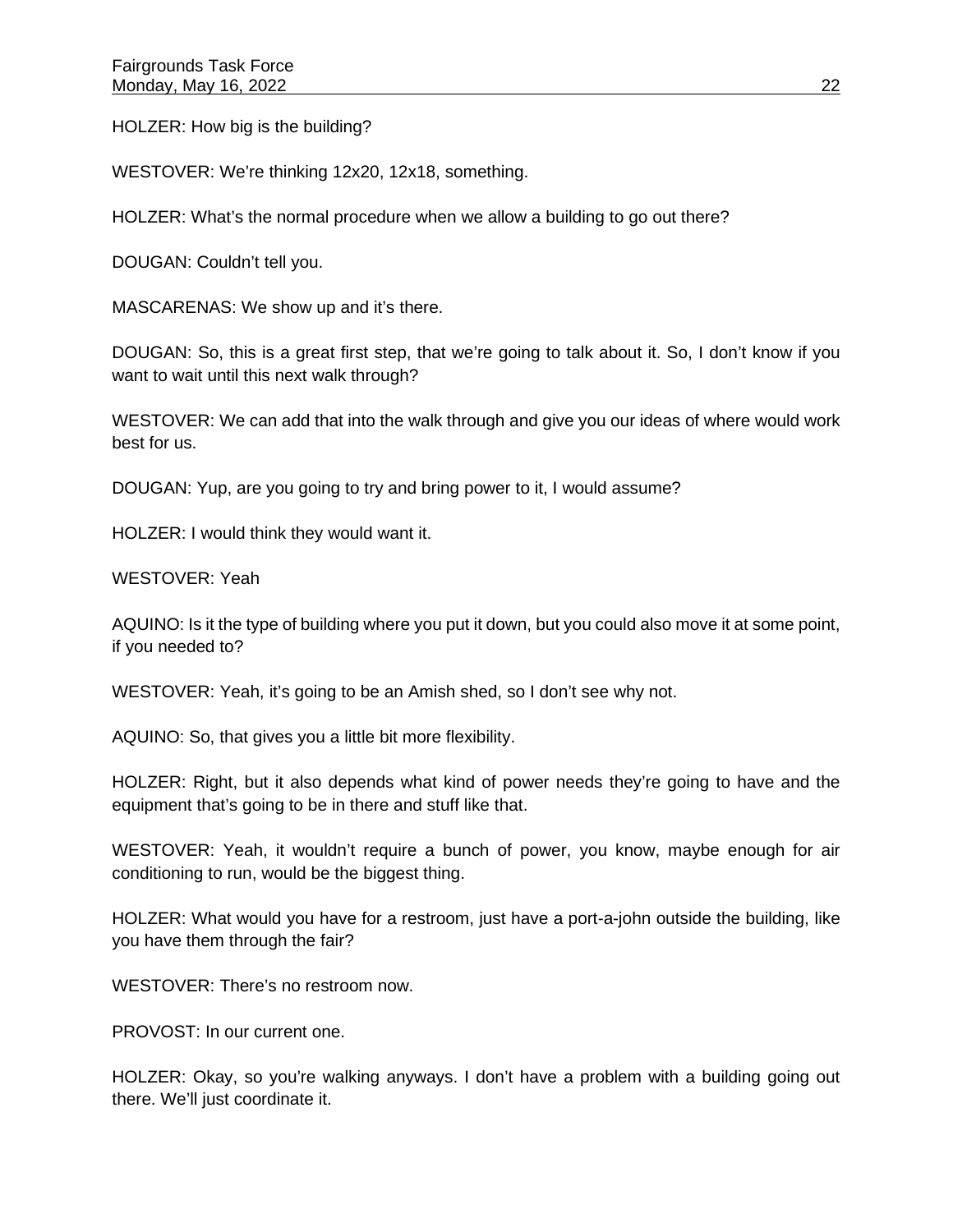HOLZER: How big is the building?

WESTOVER: We're thinking 12x20, 12x18, something.

HOLZER: What's the normal procedure when we allow a building to go out there?

DOUGAN: Couldn't tell you.

MASCARENAS: We show up and it's there.

DOUGAN: So, this is a great first step, that we're going to talk about it. So, I don't know if you want to wait until this next walk through?

WESTOVER: We can add that into the walk through and give you our ideas of where would work best for us.

DOUGAN: Yup, are you going to try and bring power to it, I would assume?

HOLZER: I would think they would want it.

WESTOVER: Yeah

AQUINO: Is it the type of building where you put it down, but you could also move it at some point, if you needed to?

WESTOVER: Yeah, it's going to be an Amish shed, so I don't see why not.

AQUINO: So, that gives you a little bit more flexibility.

HOLZER: Right, but it also depends what kind of power needs they're going to have and the equipment that's going to be in there and stuff like that.

WESTOVER: Yeah, it wouldn't require a bunch of power, you know, maybe enough for air conditioning to run, would be the biggest thing.

HOLZER: What would you have for a restroom, just have a port-a-john outside the building, like you have them through the fair?

WESTOVER: There's no restroom now.

PROVOST: In our current one.

HOLZER: Okay, so you're walking anyways. I don't have a problem with a building going out there. We'll just coordinate it.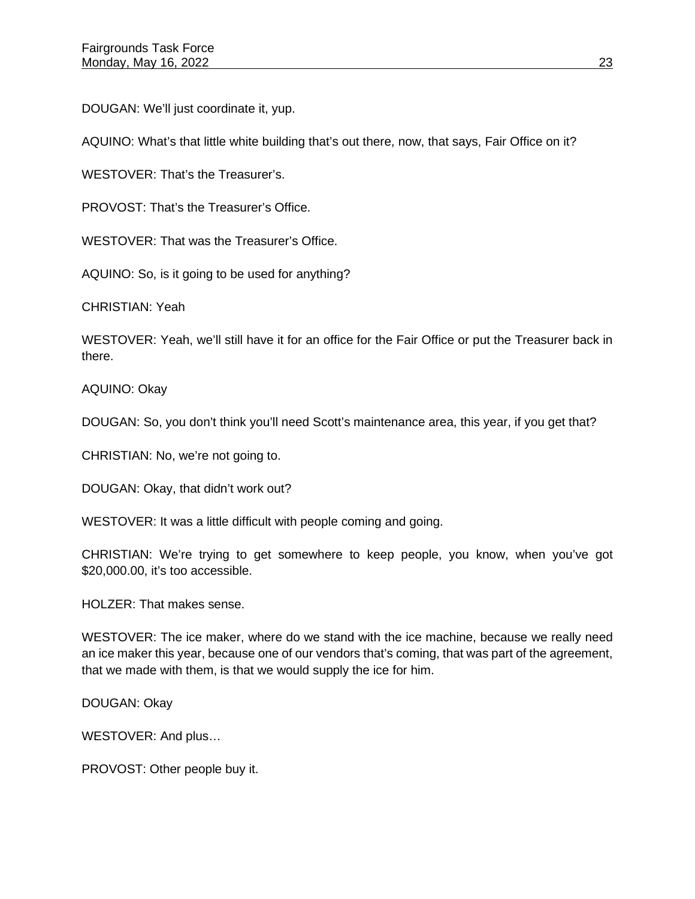DOUGAN: We'll just coordinate it, yup.

AQUINO: What's that little white building that's out there, now, that says, Fair Office on it?

WESTOVER: That's the Treasurer's.

PROVOST: That's the Treasurer's Office.

WESTOVER: That was the Treasurer's Office.

AQUINO: So, is it going to be used for anything?

CHRISTIAN: Yeah

WESTOVER: Yeah, we'll still have it for an office for the Fair Office or put the Treasurer back in there.

AQUINO: Okay

DOUGAN: So, you don't think you'll need Scott's maintenance area, this year, if you get that?

CHRISTIAN: No, we're not going to.

DOUGAN: Okay, that didn't work out?

WESTOVER: It was a little difficult with people coming and going.

CHRISTIAN: We're trying to get somewhere to keep people, you know, when you've got $20,000.00, it's too accessible.

HOLZER: That makes sense.

WESTOVER: The ice maker, where do we stand with the ice machine, because we really need an ice maker this year, because one of our vendors that's coming, that was part of the agreement, that we made with them, is that we would supply the ice for him.

DOUGAN: Okay

WESTOVER: And plus…

PROVOST: Other people buy it.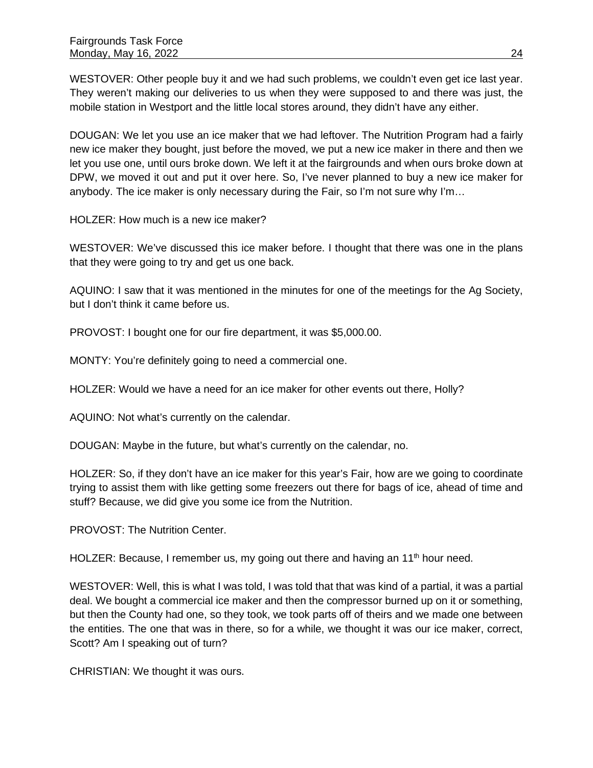WESTOVER: Other people buy it and we had such problems, we couldn't even get ice last year. They weren't making our deliveries to us when they were supposed to and there was just, the mobile station in Westport and the little local stores around, they didn't have any either.

DOUGAN: We let you use an ice maker that we had leftover. The Nutrition Program had a fairly new ice maker they bought, just before the moved, we put a new ice maker in there and then we let you use one, until ours broke down. We left it at the fairgrounds and when ours broke down at DPW, we moved it out and put it over here. So, I've never planned to buy a new ice maker for anybody. The ice maker is only necessary during the Fair, so I'm not sure why I'm…

HOLZER: How much is a new ice maker?

WESTOVER: We've discussed this ice maker before. I thought that there was one in the plans that they were going to try and get us one back.

AQUINO: I saw that it was mentioned in the minutes for one of the meetings for the Ag Society, but I don't think it came before us.

PROVOST: I bought one for our fire department, it was $5,000.00.

MONTY: You're definitely going to need a commercial one.

HOLZER: Would we have a need for an ice maker for other events out there, Holly?

AQUINO: Not what's currently on the calendar.

DOUGAN: Maybe in the future, but what's currently on the calendar, no.

HOLZER: So, if they don't have an ice maker for this year's Fair, how are we going to coordinate trying to assist them with like getting some freezers out there for bags of ice, ahead of time and stuff? Because, we did give you some ice from the Nutrition.

PROVOST: The Nutrition Center.

HOLZER: Because, I remember us, my going out there and having an 11th hour need.

WESTOVER: Well, this is what I was told, I was told that that was kind of a partial, it was a partial deal. We bought a commercial ice maker and then the compressor burned up on it or something, but then the County had one, so they took, we took parts off of theirs and we made one between the entities. The one that was in there, so for a while, we thought it was our ice maker, correct, Scott? Am I speaking out of turn?

CHRISTIAN: We thought it was ours.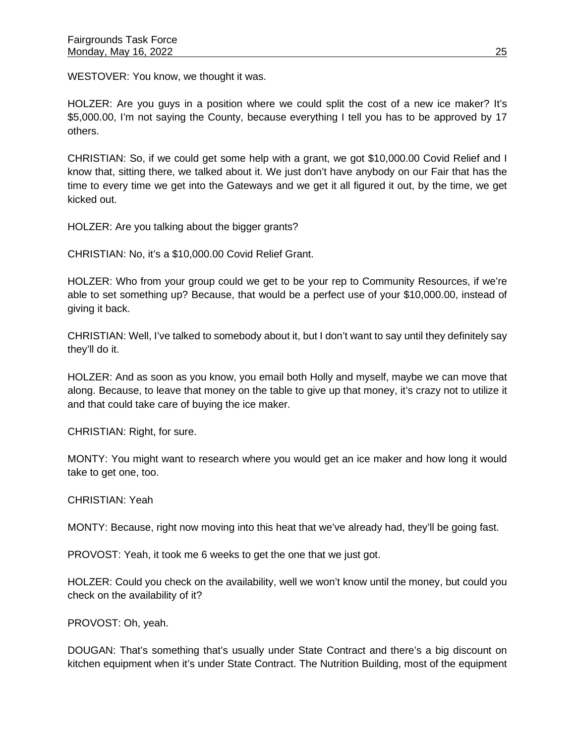WESTOVER: You know, we thought it was.

HOLZER: Are you guys in a position where we could split the cost of a new ice maker? It's $5,000.00, I'm not saying the County, because everything I tell you has to be approved by 17 others.

CHRISTIAN: So, if we could get some help with a grant, we got $10,000.00 Covid Relief and I know that, sitting there, we talked about it. We just don't have anybody on our Fair that has the time to every time we get into the Gateways and we get it all figured it out, by the time, we get kicked out.

HOLZER: Are you talking about the bigger grants?

CHRISTIAN: No, it's a $10,000.00 Covid Relief Grant.

HOLZER: Who from your group could we get to be your rep to Community Resources, if we're able to set something up? Because, that would be a perfect use of your $10,000.00, instead of giving it back.

CHRISTIAN: Well, I've talked to somebody about it, but I don't want to say until they definitely say they'll do it.

HOLZER: And as soon as you know, you email both Holly and myself, maybe we can move that along. Because, to leave that money on the table to give up that money, it's crazy not to utilize it and that could take care of buying the ice maker.

CHRISTIAN: Right, for sure.

MONTY: You might want to research where you would get an ice maker and how long it would take to get one, too.

CHRISTIAN: Yeah

MONTY: Because, right now moving into this heat that we've already had, they'll be going fast.

PROVOST: Yeah, it took me 6 weeks to get the one that we just got.

HOLZER: Could you check on the availability, well we won't know until the money, but could you check on the availability of it?

PROVOST: Oh, yeah.

DOUGAN: That's something that's usually under State Contract and there's a big discount on kitchen equipment when it's under State Contract. The Nutrition Building, most of the equipment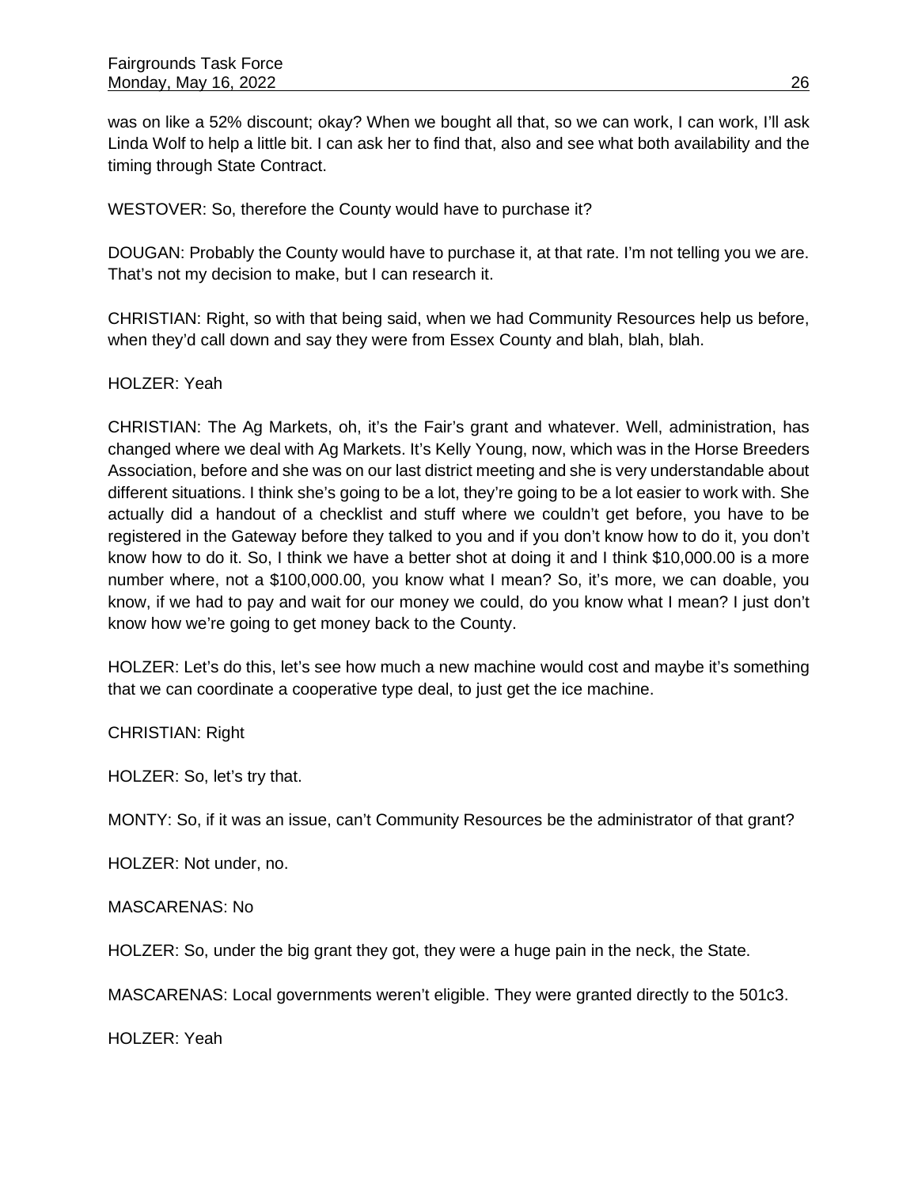was on like a 52% discount; okay? When we bought all that, so we can work, I can work, I'll ask Linda Wolf to help a little bit. I can ask her to find that, also and see what both availability and the timing through State Contract.

WESTOVER: So, therefore the County would have to purchase it?

DOUGAN: Probably the County would have to purchase it, at that rate. I'm not telling you we are. That's not my decision to make, but I can research it.

CHRISTIAN: Right, so with that being said, when we had Community Resources help us before, when they'd call down and say they were from Essex County and blah, blah, blah.

HOLZER: Yeah

CHRISTIAN: The Ag Markets, oh, it's the Fair's grant and whatever. Well, administration, has changed where we deal with Ag Markets. It's Kelly Young, now, which was in the Horse Breeders Association, before and she was on our last district meeting and she is very understandable about different situations. I think she's going to be a lot, they're going to be a lot easier to work with. She actually did a handout of a checklist and stuff where we couldn't get before, you have to be registered in the Gateway before they talked to you and if you don't know how to do it, you don't know how to do it. So, I think we have a better shot at doing it and I think $10,000.00 is a more number where, not a $100,000.00, you know what I mean? So, it's more, we can doable, you know, if we had to pay and wait for our money we could, do you know what I mean? I just don't know how we're going to get money back to the County.

HOLZER: Let's do this, let's see how much a new machine would cost and maybe it's something that we can coordinate a cooperative type deal, to just get the ice machine.

CHRISTIAN: Right

HOLZER: So, let's try that.

MONTY: So, if it was an issue, can't Community Resources be the administrator of that grant?

HOLZER: Not under, no.

MASCARENAS: No

HOLZER: So, under the big grant they got, they were a huge pain in the neck, the State.

MASCARENAS: Local governments weren't eligible. They were granted directly to the 501c3.

HOLZER: Yeah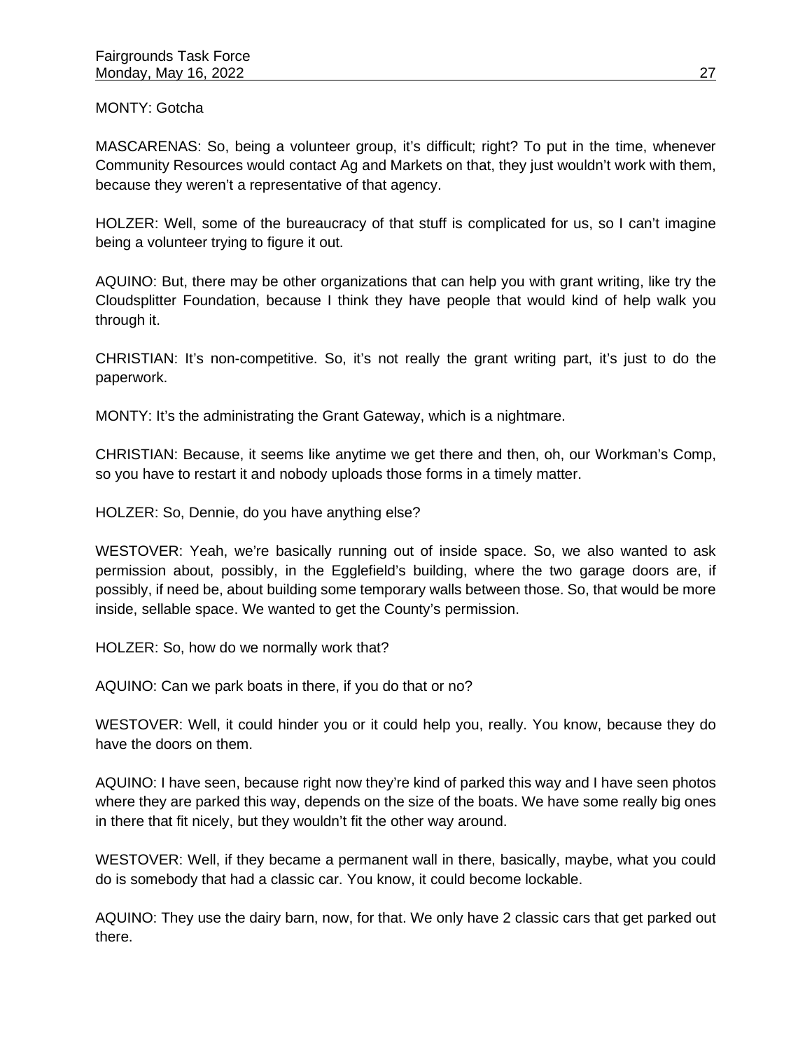MONTY: Gotcha

MASCARENAS: So, being a volunteer group, it's difficult; right? To put in the time, whenever Community Resources would contact Ag and Markets on that, they just wouldn't work with them, because they weren't a representative of that agency.

HOLZER: Well, some of the bureaucracy of that stuff is complicated for us, so I can't imagine being a volunteer trying to figure it out.

AQUINO: But, there may be other organizations that can help you with grant writing, like try the Cloudsplitter Foundation, because I think they have people that would kind of help walk you through it.

CHRISTIAN: It's non-competitive. So, it's not really the grant writing part, it's just to do the paperwork.

MONTY: It's the administrating the Grant Gateway, which is a nightmare.

CHRISTIAN: Because, it seems like anytime we get there and then, oh, our Workman's Comp, so you have to restart it and nobody uploads those forms in a timely matter.

HOLZER: So, Dennie, do you have anything else?

WESTOVER: Yeah, we're basically running out of inside space. So, we also wanted to ask permission about, possibly, in the Egglefield's building, where the two garage doors are, if possibly, if need be, about building some temporary walls between those. So, that would be more inside, sellable space. We wanted to get the County's permission.

HOLZER: So, how do we normally work that?

AQUINO: Can we park boats in there, if you do that or no?

WESTOVER: Well, it could hinder you or it could help you, really. You know, because they do have the doors on them.

AQUINO: I have seen, because right now they're kind of parked this way and I have seen photos where they are parked this way, depends on the size of the boats. We have some really big ones in there that fit nicely, but they wouldn't fit the other way around.

WESTOVER: Well, if they became a permanent wall in there, basically, maybe, what you could do is somebody that had a classic car. You know, it could become lockable.

AQUINO: They use the dairy barn, now, for that. We only have 2 classic cars that get parked out there.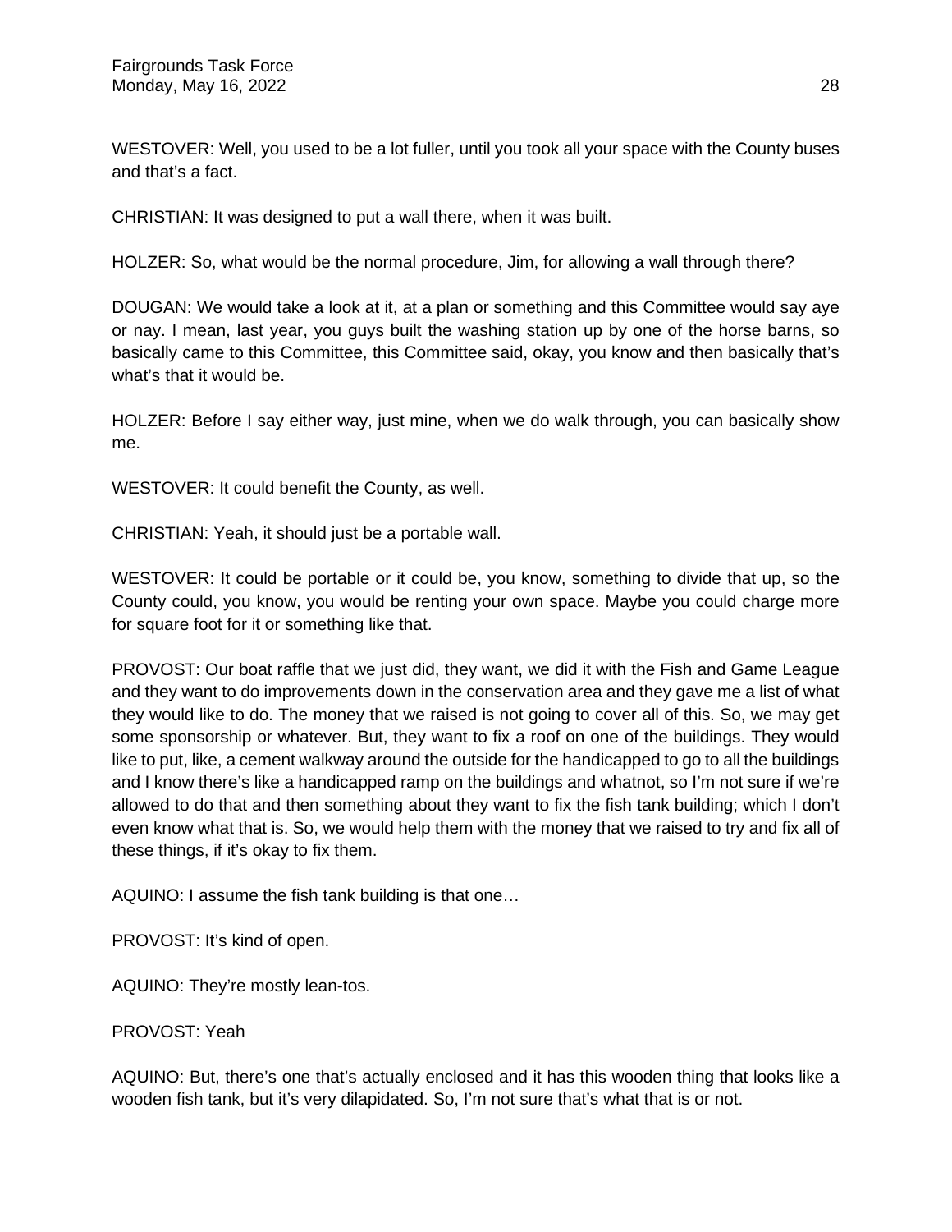WESTOVER: Well, you used to be a lot fuller, until you took all your space with the County buses and that's a fact.

CHRISTIAN: It was designed to put a wall there, when it was built.

HOLZER: So, what would be the normal procedure, Jim, for allowing a wall through there?

DOUGAN: We would take a look at it, at a plan or something and this Committee would say aye or nay. I mean, last year, you guys built the washing station up by one of the horse barns, so basically came to this Committee, this Committee said, okay, you know and then basically that's what's that it would be.

HOLZER: Before I say either way, just mine, when we do walk through, you can basically show me.

WESTOVER: It could benefit the County, as well.

CHRISTIAN: Yeah, it should just be a portable wall.

WESTOVER: It could be portable or it could be, you know, something to divide that up, so the County could, you know, you would be renting your own space. Maybe you could charge more for square foot for it or something like that.

PROVOST: Our boat raffle that we just did, they want, we did it with the Fish and Game League and they want to do improvements down in the conservation area and they gave me a list of what they would like to do. The money that we raised is not going to cover all of this. So, we may get some sponsorship or whatever. But, they want to fix a roof on one of the buildings. They would like to put, like, a cement walkway around the outside for the handicapped to go to all the buildings and I know there's like a handicapped ramp on the buildings and whatnot, so I'm not sure if we're allowed to do that and then something about they want to fix the fish tank building; which I don't even know what that is. So, we would help them with the money that we raised to try and fix all of these things, if it's okay to fix them.

AQUINO: I assume the fish tank building is that one…

PROVOST: It's kind of open.

AQUINO: They're mostly lean-tos.

PROVOST: Yeah

AQUINO: But, there's one that's actually enclosed and it has this wooden thing that looks like a wooden fish tank, but it's very dilapidated. So, I'm not sure that's what that is or not.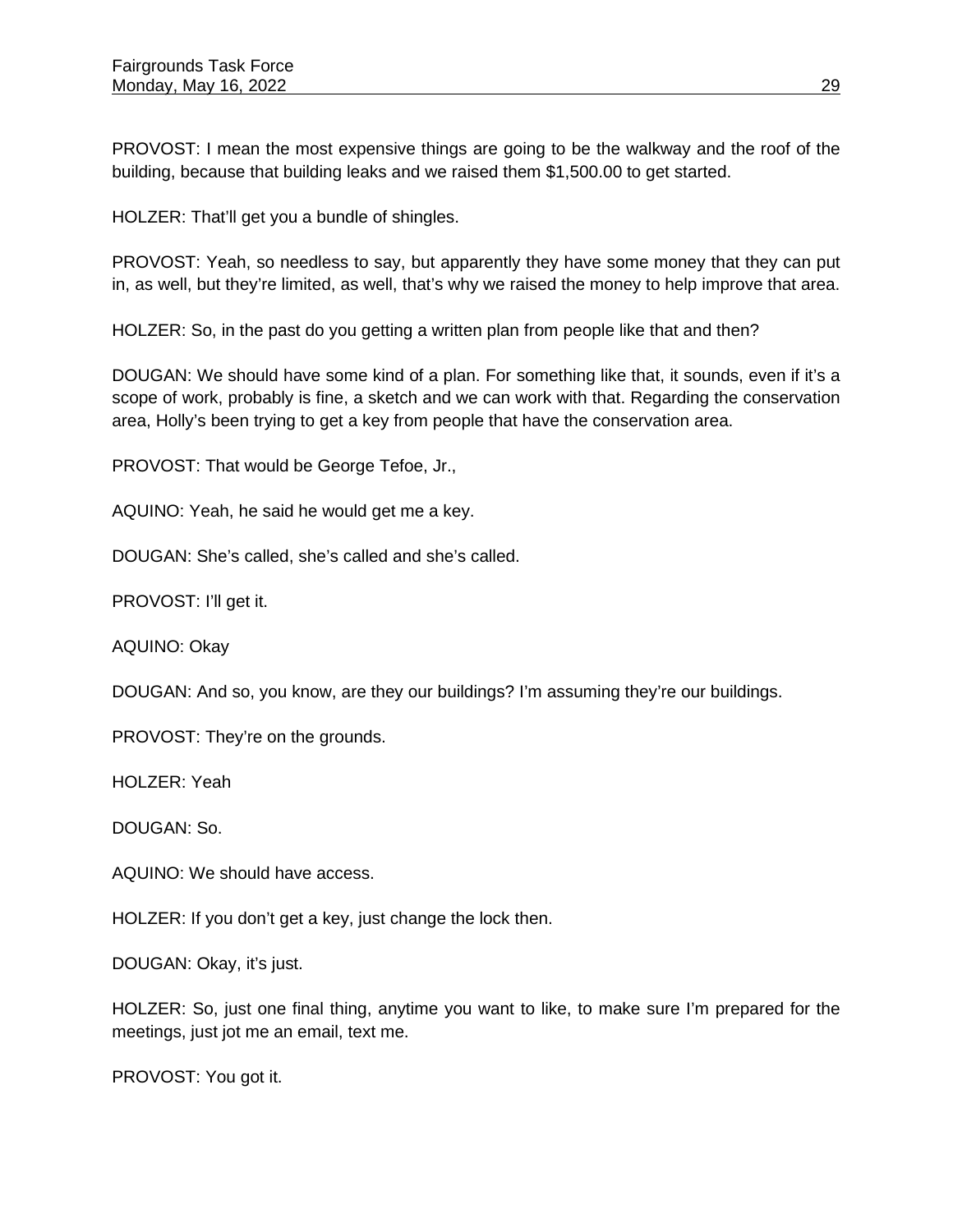PROVOST: I mean the most expensive things are going to be the walkway and the roof of the building, because that building leaks and we raised them $1,500.00 to get started.

HOLZER: That'll get you a bundle of shingles.

PROVOST: Yeah, so needless to say, but apparently they have some money that they can put in, as well, but they're limited, as well, that's why we raised the money to help improve that area.

HOLZER: So, in the past do you getting a written plan from people like that and then?

DOUGAN: We should have some kind of a plan. For something like that, it sounds, even if it's a scope of work, probably is fine, a sketch and we can work with that. Regarding the conservation area, Holly's been trying to get a key from people that have the conservation area.

PROVOST: That would be George Tefoe, Jr.,

AQUINO: Yeah, he said he would get me a key.

DOUGAN: She's called, she's called and she's called.

PROVOST: I'll get it.

AQUINO: Okay

DOUGAN: And so, you know, are they our buildings? I'm assuming they're our buildings.

PROVOST: They're on the grounds.

HOLZER: Yeah

DOUGAN: So.

AQUINO: We should have access.

HOLZER: If you don't get a key, just change the lock then.

DOUGAN: Okay, it's just.

HOLZER: So, just one final thing, anytime you want to like, to make sure I'm prepared for the meetings, just jot me an email, text me.

PROVOST: You got it.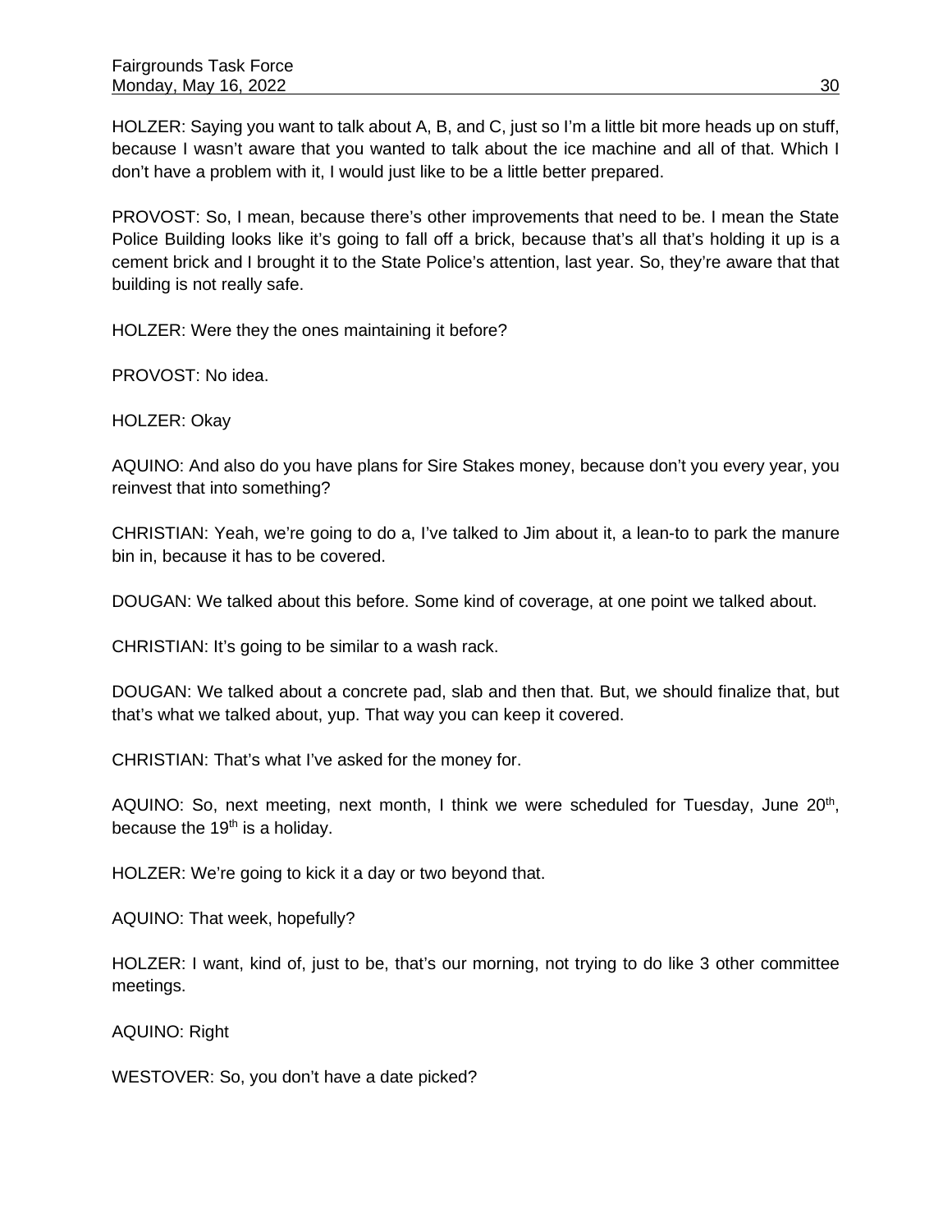HOLZER: Saying you want to talk about A, B, and C, just so I'm a little bit more heads up on stuff, because I wasn't aware that you wanted to talk about the ice machine and all of that. Which I don't have a problem with it, I would just like to be a little better prepared.

PROVOST: So, I mean, because there's other improvements that need to be. I mean the State Police Building looks like it's going to fall off a brick, because that's all that's holding it up is a cement brick and I brought it to the State Police's attention, last year. So, they're aware that that building is not really safe.

HOLZER: Were they the ones maintaining it before?

PROVOST: No idea.

HOLZER: Okay

AQUINO: And also do you have plans for Sire Stakes money, because don't you every year, you reinvest that into something?

CHRISTIAN: Yeah, we're going to do a, I've talked to Jim about it, a lean-to to park the manure bin in, because it has to be covered.

DOUGAN: We talked about this before. Some kind of coverage, at one point we talked about.

CHRISTIAN: It's going to be similar to a wash rack.

DOUGAN: We talked about a concrete pad, slab and then that. But, we should finalize that, but that's what we talked about, yup. That way you can keep it covered.

CHRISTIAN: That's what I've asked for the money for.

AQUINO: So, next meeting, next month, I think we were scheduled for Tuesday, June 20th, because the 19th is a holiday.

HOLZER: We're going to kick it a day or two beyond that.

AQUINO: That week, hopefully?

HOLZER: I want, kind of, just to be, that's our morning, not trying to do like 3 other committee meetings.

AQUINO: Right

WESTOVER: So, you don't have a date picked?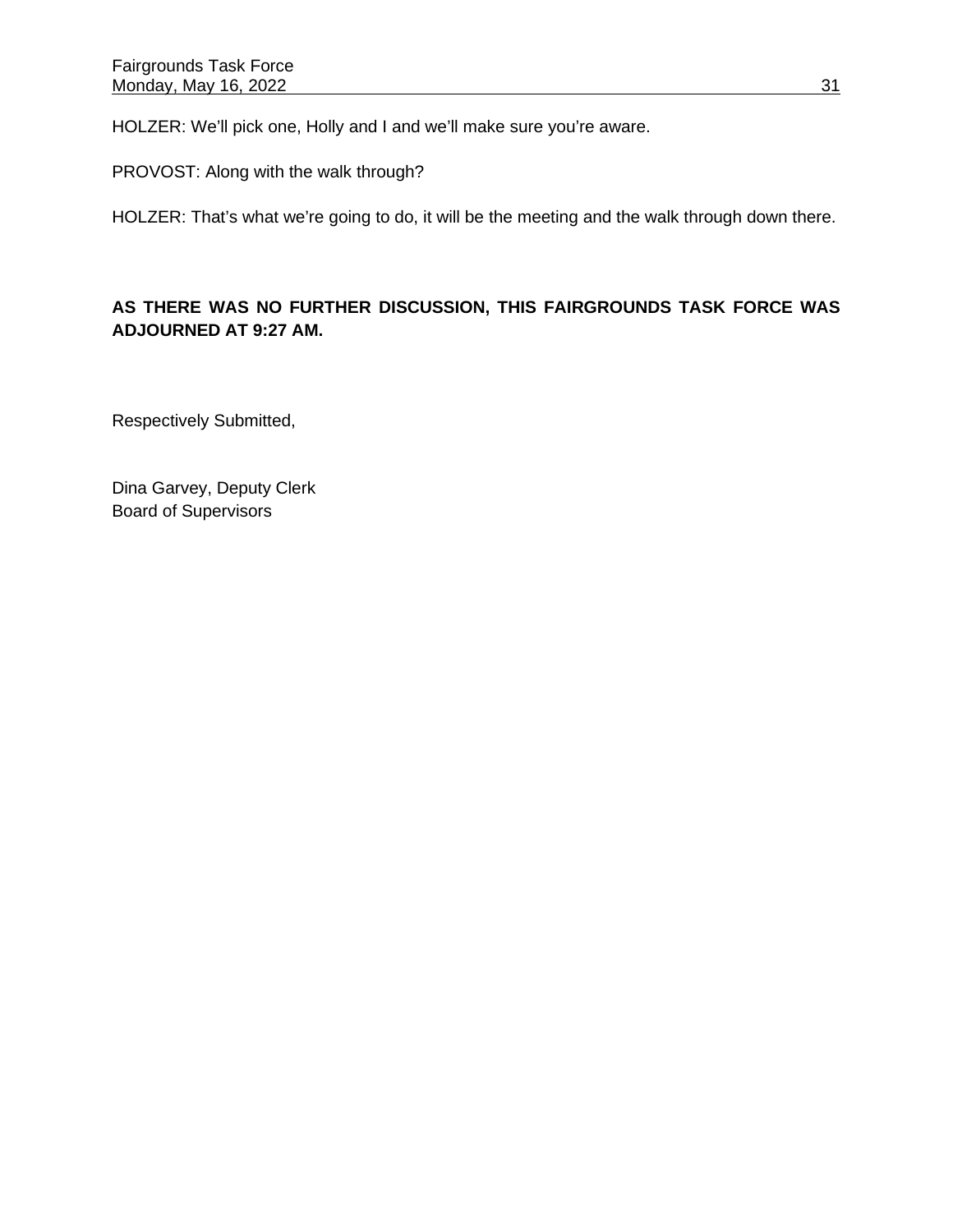HOLZER: We'll pick one, Holly and I and we'll make sure you're aware.

PROVOST: Along with the walk through?

HOLZER: That's what we're going to do, it will be the meeting and the walk through down there.

**AS THERE WAS NO FURTHER DISCUSSION, THIS FAIRGROUNDS TASK FORCE WAS ADJOURNED AT 9:27 AM.**

Respectively Submitted,

Dina Garvey, Deputy Clerk
Board of Supervisors